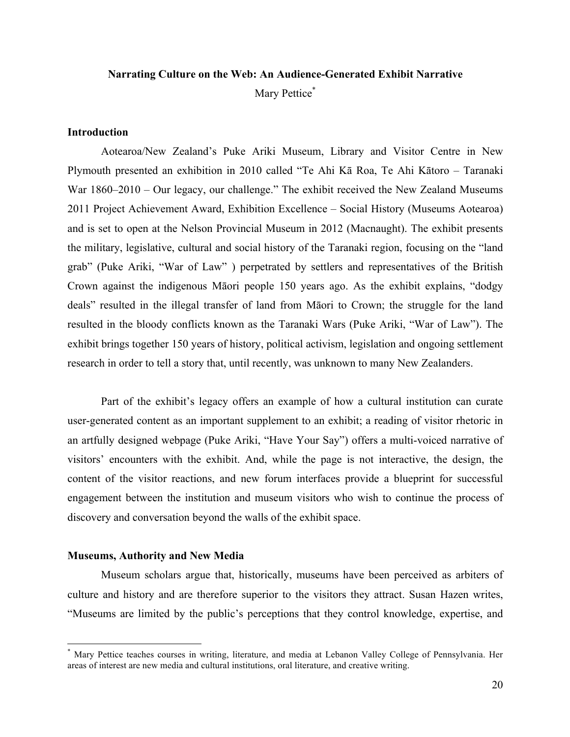# Narrating Culture on the Web: An Audience-Generated Exhibit Narrative

Mary Pettice[*]

## Introduction

Aotearoa/New Zealand's Puke Ariki Museum, Library and Visitor Centre in New Plymouth presented an exhibition in 2010 called "Te Ahi Kā Roa, Te Ahi Kātoro – Taranaki War 1860–2010 – Our legacy, our challenge." The exhibit received the New Zealand Museums 2011 Project Achievement Award, Exhibition Excellence – Social History (Museums Aotearoa) and is set to open at the Nelson Provincial Museum in 2012 (Macnaught). The exhibit presents the military, legislative, cultural and social history of the Taranaki region, focusing on the "land grab" (Puke Ariki, "War of Law" ) perpetrated by settlers and representatives of the British Crown against the indigenous Māori people 150 years ago. As the exhibit explains, "dodgy deals" resulted in the illegal transfer of land from Māori to Crown; the struggle for the land resulted in the bloody conflicts known as the Taranaki Wars (Puke Ariki, "War of Law"). The exhibit brings together 150 years of history, political activism, legislation and ongoing settlement research in order to tell a story that, until recently, was unknown to many New Zealanders.

Part of the exhibit's legacy offers an example of how a cultural institution can curate user-generated content as an important supplement to an exhibit; a reading of visitor rhetoric in an artfully designed webpage (Puke Ariki, "Have Your Say") offers a multi-voiced narrative of visitors' encounters with the exhibit. And, while the page is not interactive, the design, the content of the visitor reactions, and new forum interfaces provide a blueprint for successful engagement between the institution and museum visitors who wish to continue the process of discovery and conversation beyond the walls of the exhibit space.

## Museums, Authority and New Media

Museum scholars argue that, historically, museums have been perceived as arbiters of culture and history and are therefore superior to the visitors they attract. Susan Hazen writes, "Museums are limited by the public's perceptions that they control knowledge, expertise, and

---

[*] Mary Pettice teaches courses in writing, literature, and media at Lebanon Valley College of Pennsylvania. Her areas of interest are new media and cultural institutions, oral literature, and creative writing.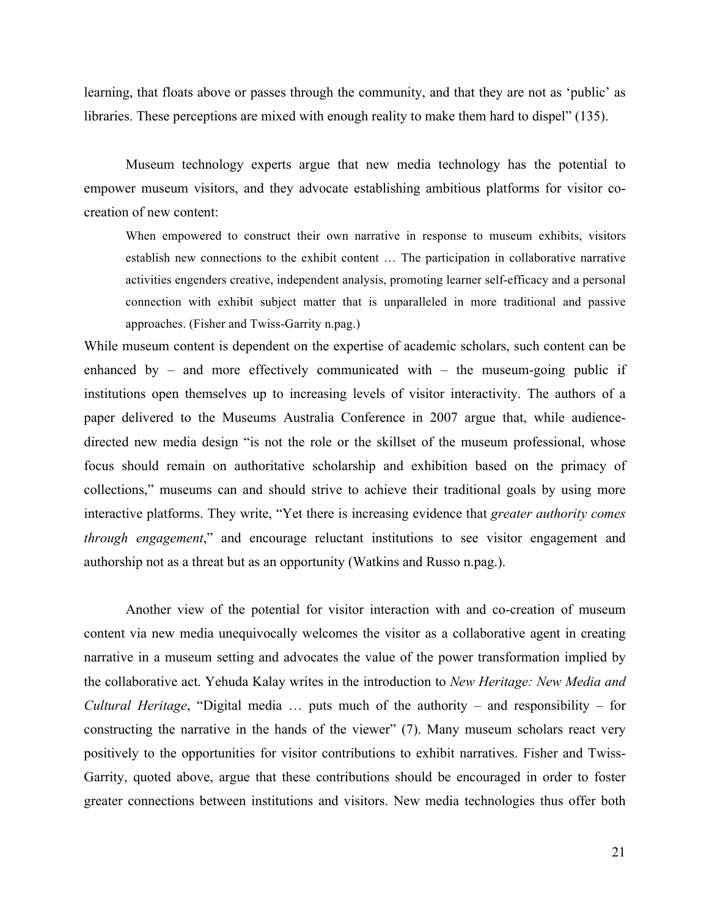learning, that floats above or passes through the community, and that they are not as 'public' as libraries. These perceptions are mixed with enough reality to make them hard to dispel" (135).

Museum technology experts argue that new media technology has the potential to empower museum visitors, and they advocate establishing ambitious platforms for visitor co-creation of new content:

> When empowered to construct their own narrative in response to museum exhibits, visitors establish new connections to the exhibit content … The participation in collaborative narrative activities engenders creative, independent analysis, promoting learner self-efficacy and a personal connection with exhibit subject matter that is unparalleled in more traditional and passive approaches. (Fisher and Twiss-Garrity n.pag.)

While museum content is dependent on the expertise of academic scholars, such content can be enhanced by – and more effectively communicated with – the museum-going public if institutions open themselves up to increasing levels of visitor interactivity. The authors of a paper delivered to the Museums Australia Conference in 2007 argue that, while audience-directed new media design "is not the role or the skillset of the museum professional, whose focus should remain on authoritative scholarship and exhibition based on the primacy of collections," museums can and should strive to achieve their traditional goals by using more interactive platforms. They write, "Yet there is increasing evidence that *greater authority comes through engagement*," and encourage reluctant institutions to see visitor engagement and authorship not as a threat but as an opportunity (Watkins and Russo n.pag.).

Another view of the potential for visitor interaction with and co-creation of museum content via new media unequivocally welcomes the visitor as a collaborative agent in creating narrative in a museum setting and advocates the value of the power transformation implied by the collaborative act. Yehuda Kalay writes in the introduction to *New Heritage: New Media and Cultural Heritage*, "Digital media … puts much of the authority – and responsibility – for constructing the narrative in the hands of the viewer" (7). Many museum scholars react very positively to the opportunities for visitor contributions to exhibit narratives. Fisher and Twiss-Garrity, quoted above, argue that these contributions should be encouraged in order to foster greater connections between institutions and visitors. New media technologies thus offer both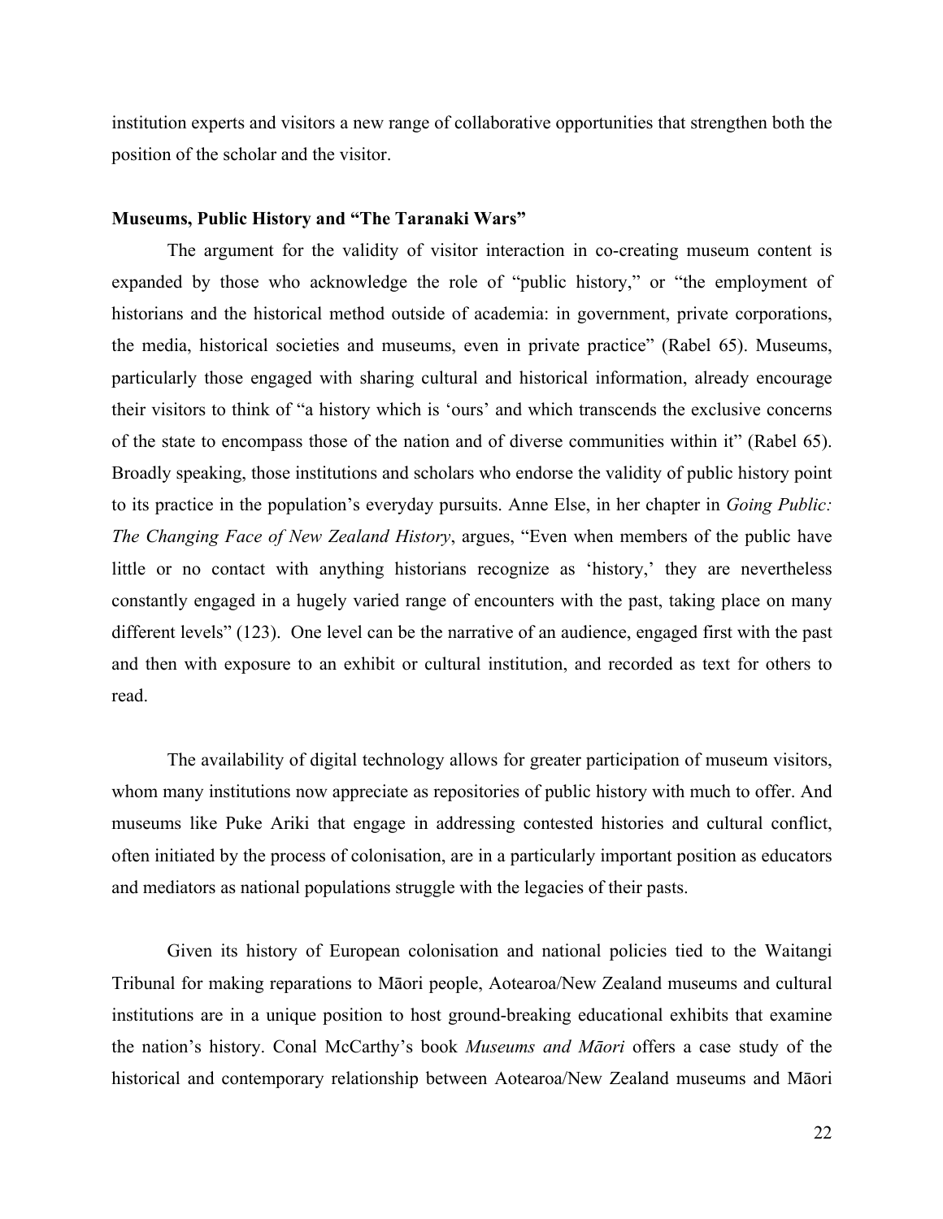institution experts and visitors a new range of collaborative opportunities that strengthen both the position of the scholar and the visitor.

**Museums, Public History and "The Taranaki Wars"**

The argument for the validity of visitor interaction in co-creating museum content is expanded by those who acknowledge the role of "public history," or "the employment of historians and the historical method outside of academia: in government, private corporations, the media, historical societies and museums, even in private practice" (Rabel 65). Museums, particularly those engaged with sharing cultural and historical information, already encourage their visitors to think of "a history which is 'ours' and which transcends the exclusive concerns of the state to encompass those of the nation and of diverse communities within it" (Rabel 65). Broadly speaking, those institutions and scholars who endorse the validity of public history point to its practice in the population's everyday pursuits. Anne Else, in her chapter in *Going Public: The Changing Face of New Zealand History*, argues, "Even when members of the public have little or no contact with anything historians recognize as 'history,' they are nevertheless constantly engaged in a hugely varied range of encounters with the past, taking place on many different levels" (123). One level can be the narrative of an audience, engaged first with the past and then with exposure to an exhibit or cultural institution, and recorded as text for others to read.

The availability of digital technology allows for greater participation of museum visitors, whom many institutions now appreciate as repositories of public history with much to offer. And museums like Puke Ariki that engage in addressing contested histories and cultural conflict, often initiated by the process of colonisation, are in a particularly important position as educators and mediators as national populations struggle with the legacies of their pasts.

Given its history of European colonisation and national policies tied to the Waitangi Tribunal for making reparations to Māori people, Aotearoa/New Zealand museums and cultural institutions are in a unique position to host ground-breaking educational exhibits that examine the nation's history. Conal McCarthy's book *Museums and Māori* offers a case study of the historical and contemporary relationship between Aotearoa/New Zealand museums and Māori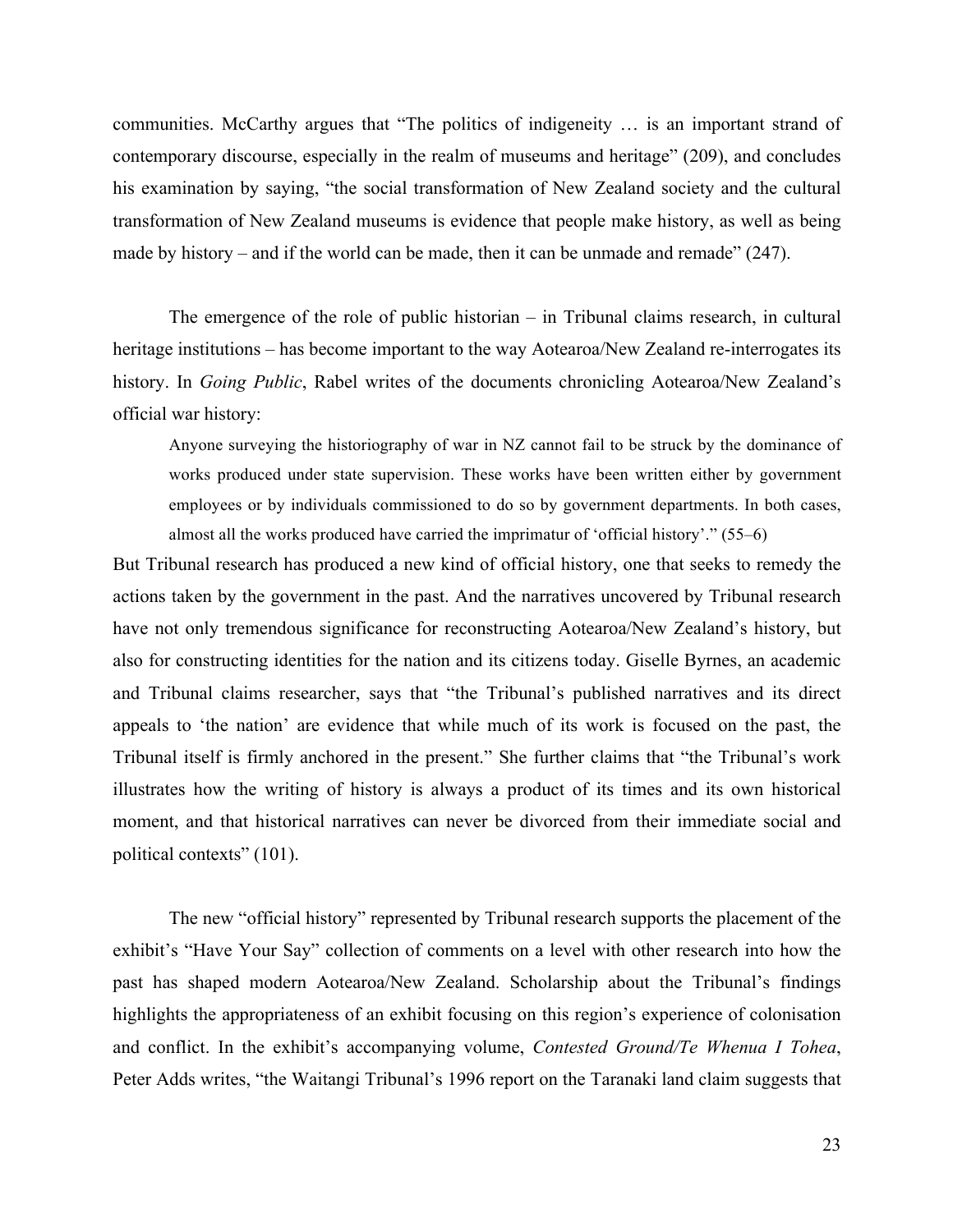communities. McCarthy argues that “The politics of indigeneity … is an important strand of contemporary discourse, especially in the realm of museums and heritage” (209), and concludes his examination by saying, “the social transformation of New Zealand society and the cultural transformation of New Zealand museums is evidence that people make history, as well as being made by history – and if the world can be made, then it can be unmade and remade” (247).

The emergence of the role of public historian – in Tribunal claims research, in cultural heritage institutions – has become important to the way Aotearoa/New Zealand re-interrogates its history. In *Going Public*, Rabel writes of the documents chronicling Aotearoa/New Zealand’s official war history:

> Anyone surveying the historiography of war in NZ cannot fail to be struck by the dominance of works produced under state supervision. These works have been written either by government employees or by individuals commissioned to do so by government departments. In both cases, almost all the works produced have carried the imprimatur of ‘official history’.” (55–6)

But Tribunal research has produced a new kind of official history, one that seeks to remedy the actions taken by the government in the past. And the narratives uncovered by Tribunal research have not only tremendous significance for reconstructing Aotearoa/New Zealand’s history, but also for constructing identities for the nation and its citizens today. Giselle Byrnes, an academic and Tribunal claims researcher, says that “the Tribunal’s published narratives and its direct appeals to ‘the nation’ are evidence that while much of its work is focused on the past, the Tribunal itself is firmly anchored in the present.” She further claims that “the Tribunal’s work illustrates how the writing of history is always a product of its times and its own historical moment, and that historical narratives can never be divorced from their immediate social and political contexts” (101).

The new “official history” represented by Tribunal research supports the placement of the exhibit’s “Have Your Say” collection of comments on a level with other research into how the past has shaped modern Aotearoa/New Zealand. Scholarship about the Tribunal’s findings highlights the appropriateness of an exhibit focusing on this region’s experience of colonisation and conflict. In the exhibit’s accompanying volume, *Contested Ground/Te Whenua I Tohea*, Peter Adds writes, “the Waitangi Tribunal’s 1996 report on the Taranaki land claim suggests that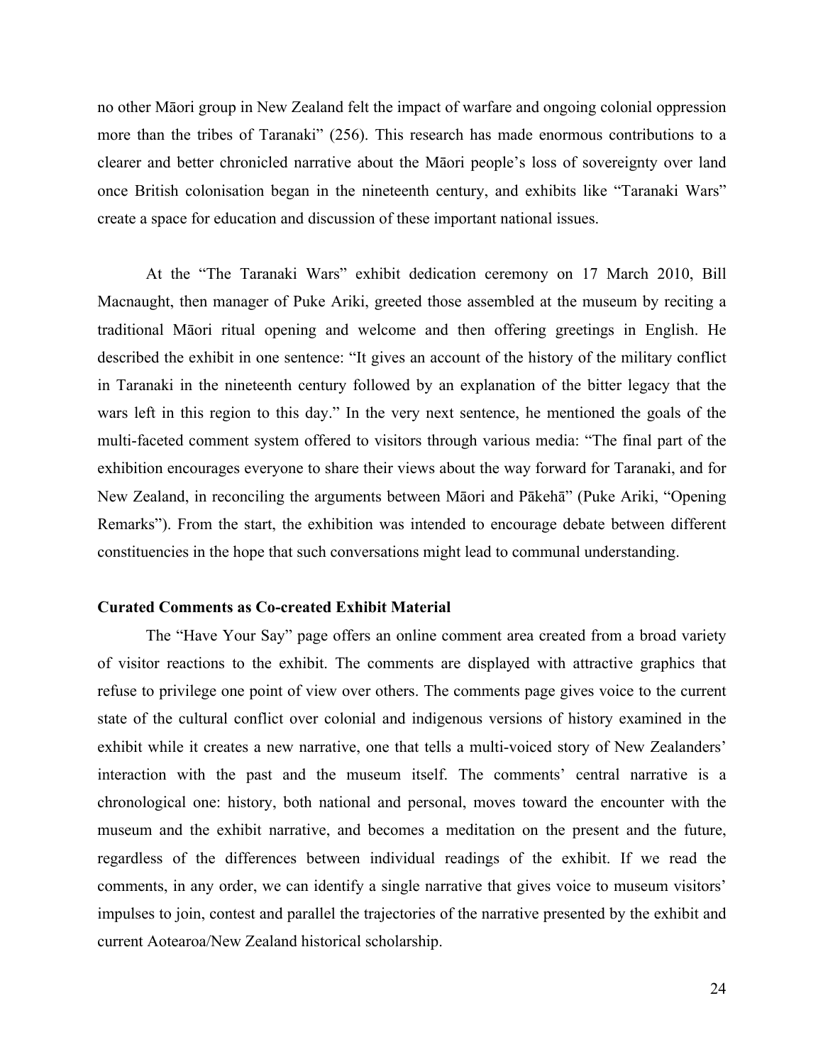no other Māori group in New Zealand felt the impact of warfare and ongoing colonial oppression more than the tribes of Taranaki" (256). This research has made enormous contributions to a clearer and better chronicled narrative about the Māori people's loss of sovereignty over land once British colonisation began in the nineteenth century, and exhibits like "Taranaki Wars" create a space for education and discussion of these important national issues.

At the "The Taranaki Wars" exhibit dedication ceremony on 17 March 2010, Bill Macnaught, then manager of Puke Ariki, greeted those assembled at the museum by reciting a traditional Māori ritual opening and welcome and then offering greetings in English. He described the exhibit in one sentence: "It gives an account of the history of the military conflict in Taranaki in the nineteenth century followed by an explanation of the bitter legacy that the wars left in this region to this day." In the very next sentence, he mentioned the goals of the multi-faceted comment system offered to visitors through various media: "The final part of the exhibition encourages everyone to share their views about the way forward for Taranaki, and for New Zealand, in reconciling the arguments between Māori and Pākehā" (Puke Ariki, "Opening Remarks"). From the start, the exhibition was intended to encourage debate between different constituencies in the hope that such conversations might lead to communal understanding.

### Curated Comments as Co-created Exhibit Material

The "Have Your Say" page offers an online comment area created from a broad variety of visitor reactions to the exhibit. The comments are displayed with attractive graphics that refuse to privilege one point of view over others. The comments page gives voice to the current state of the cultural conflict over colonial and indigenous versions of history examined in the exhibit while it creates a new narrative, one that tells a multi-voiced story of New Zealanders' interaction with the past and the museum itself. The comments' central narrative is a chronological one: history, both national and personal, moves toward the encounter with the museum and the exhibit narrative, and becomes a meditation on the present and the future, regardless of the differences between individual readings of the exhibit. If we read the comments, in any order, we can identify a single narrative that gives voice to museum visitors' impulses to join, contest and parallel the trajectories of the narrative presented by the exhibit and current Aotearoa/New Zealand historical scholarship.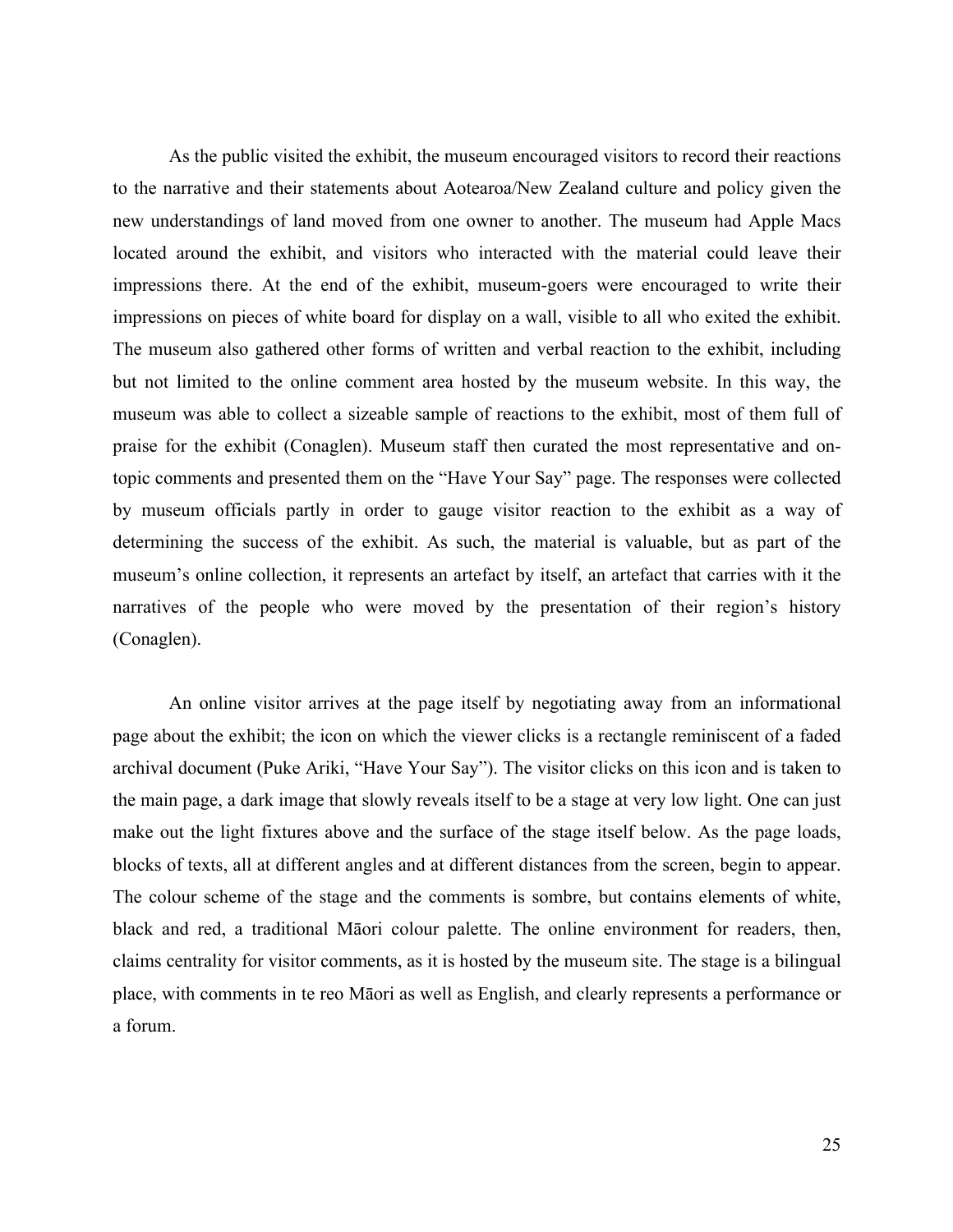As the public visited the exhibit, the museum encouraged visitors to record their reactions to the narrative and their statements about Aotearoa/New Zealand culture and policy given the new understandings of land moved from one owner to another. The museum had Apple Macs located around the exhibit, and visitors who interacted with the material could leave their impressions there. At the end of the exhibit, museum-goers were encouraged to write their impressions on pieces of white board for display on a wall, visible to all who exited the exhibit. The museum also gathered other forms of written and verbal reaction to the exhibit, including but not limited to the online comment area hosted by the museum website. In this way, the museum was able to collect a sizeable sample of reactions to the exhibit, most of them full of praise for the exhibit (Conaglen). Museum staff then curated the most representative and on-topic comments and presented them on the "Have Your Say" page. The responses were collected by museum officials partly in order to gauge visitor reaction to the exhibit as a way of determining the success of the exhibit. As such, the material is valuable, but as part of the museum's online collection, it represents an artefact by itself, an artefact that carries with it the narratives of the people who were moved by the presentation of their region's history (Conaglen).

An online visitor arrives at the page itself by negotiating away from an informational page about the exhibit; the icon on which the viewer clicks is a rectangle reminiscent of a faded archival document (Puke Ariki, "Have Your Say"). The visitor clicks on this icon and is taken to the main page, a dark image that slowly reveals itself to be a stage at very low light. One can just make out the light fixtures above and the surface of the stage itself below. As the page loads, blocks of texts, all at different angles and at different distances from the screen, begin to appear. The colour scheme of the stage and the comments is sombre, but contains elements of white, black and red, a traditional Māori colour palette. The online environment for readers, then, claims centrality for visitor comments, as it is hosted by the museum site. The stage is a bilingual place, with comments in te reo Māori as well as English, and clearly represents a performance or a forum.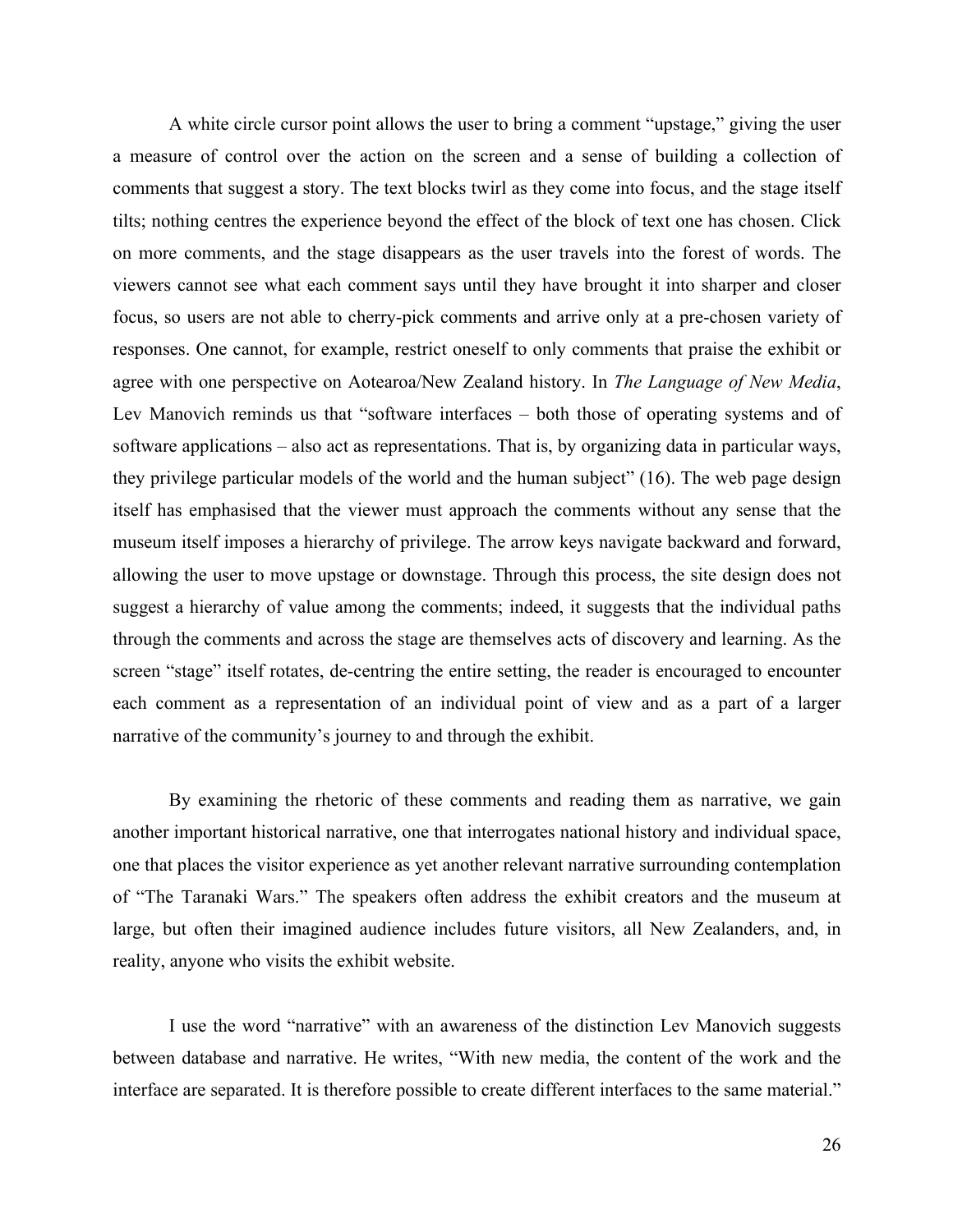A white circle cursor point allows the user to bring a comment "upstage," giving the user a measure of control over the action on the screen and a sense of building a collection of comments that suggest a story. The text blocks twirl as they come into focus, and the stage itself tilts; nothing centres the experience beyond the effect of the block of text one has chosen. Click on more comments, and the stage disappears as the user travels into the forest of words. The viewers cannot see what each comment says until they have brought it into sharper and closer focus, so users are not able to cherry-pick comments and arrive only at a pre-chosen variety of responses. One cannot, for example, restrict oneself to only comments that praise the exhibit or agree with one perspective on Aotearoa/New Zealand history. In *The Language of New Media*, Lev Manovich reminds us that "software interfaces – both those of operating systems and of software applications – also act as representations. That is, by organizing data in particular ways, they privilege particular models of the world and the human subject" (16). The web page design itself has emphasised that the viewer must approach the comments without any sense that the museum itself imposes a hierarchy of privilege. The arrow keys navigate backward and forward, allowing the user to move upstage or downstage. Through this process, the site design does not suggest a hierarchy of value among the comments; indeed, it suggests that the individual paths through the comments and across the stage are themselves acts of discovery and learning. As the screen "stage" itself rotates, de-centring the entire setting, the reader is encouraged to encounter each comment as a representation of an individual point of view and as a part of a larger narrative of the community's journey to and through the exhibit.

By examining the rhetoric of these comments and reading them as narrative, we gain another important historical narrative, one that interrogates national history and individual space, one that places the visitor experience as yet another relevant narrative surrounding contemplation of "The Taranaki Wars." The speakers often address the exhibit creators and the museum at large, but often their imagined audience includes future visitors, all New Zealanders, and, in reality, anyone who visits the exhibit website.

I use the word "narrative" with an awareness of the distinction Lev Manovich suggests between database and narrative. He writes, "With new media, the content of the work and the interface are separated. It is therefore possible to create different interfaces to the same material."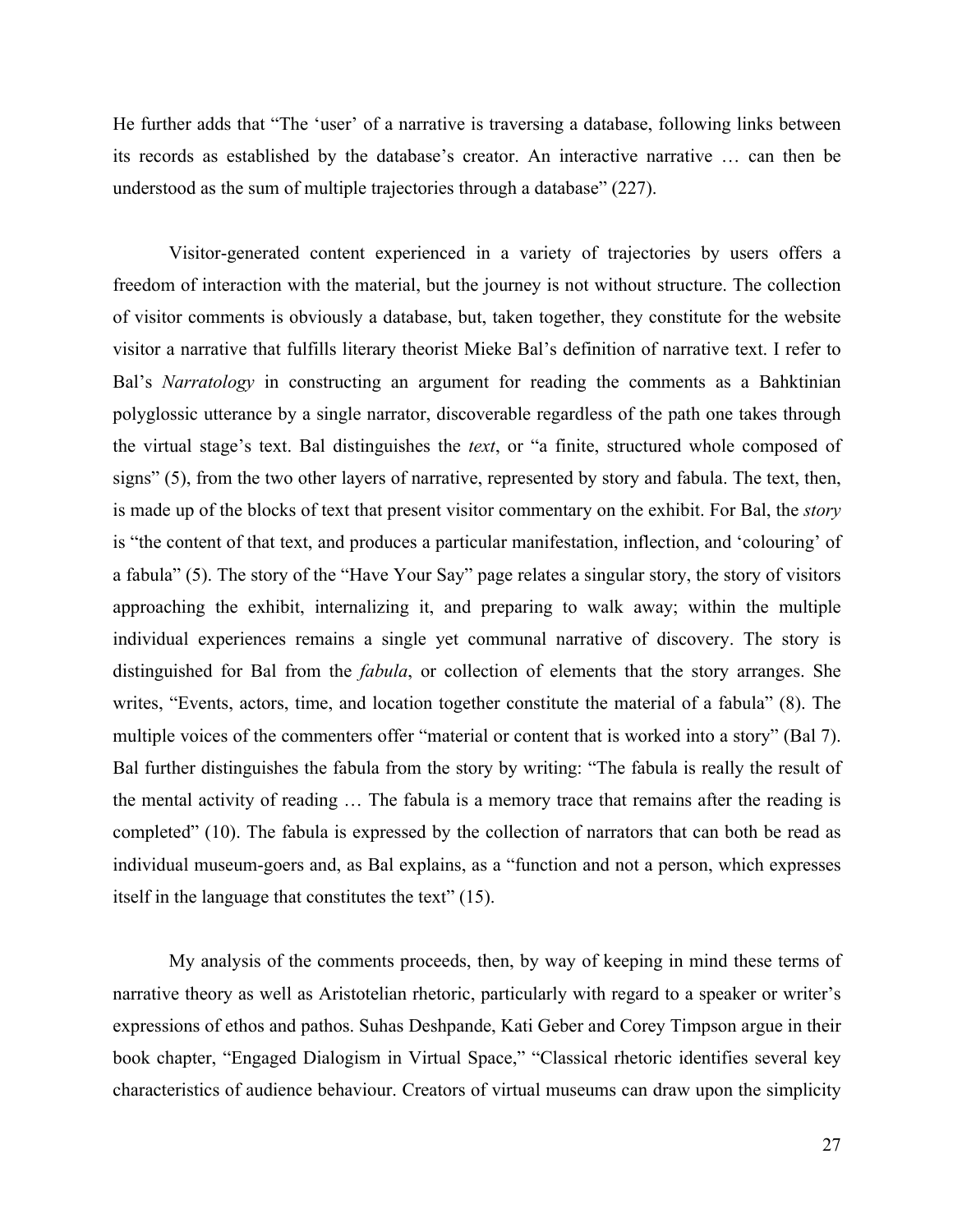He further adds that "The 'user' of a narrative is traversing a database, following links between its records as established by the database's creator. An interactive narrative … can then be understood as the sum of multiple trajectories through a database" (227).

Visitor-generated content experienced in a variety of trajectories by users offers a freedom of interaction with the material, but the journey is not without structure. The collection of visitor comments is obviously a database, but, taken together, they constitute for the website visitor a narrative that fulfills literary theorist Mieke Bal's definition of narrative text. I refer to Bal's *Narratology* in constructing an argument for reading the comments as a Bahktinian polyglossic utterance by a single narrator, discoverable regardless of the path one takes through the virtual stage's text. Bal distinguishes the *text*, or "a finite, structured whole composed of signs" (5), from the two other layers of narrative, represented by story and fabula. The text, then, is made up of the blocks of text that present visitor commentary on the exhibit. For Bal, the *story* is "the content of that text, and produces a particular manifestation, inflection, and 'colouring' of a fabula" (5). The story of the "Have Your Say" page relates a singular story, the story of visitors approaching the exhibit, internalizing it, and preparing to walk away; within the multiple individual experiences remains a single yet communal narrative of discovery. The story is distinguished for Bal from the *fabula*, or collection of elements that the story arranges. She writes, "Events, actors, time, and location together constitute the material of a fabula" (8). The multiple voices of the commenters offer "material or content that is worked into a story" (Bal 7). Bal further distinguishes the fabula from the story by writing: "The fabula is really the result of the mental activity of reading … The fabula is a memory trace that remains after the reading is completed" (10). The fabula is expressed by the collection of narrators that can both be read as individual museum-goers and, as Bal explains, as a "function and not a person, which expresses itself in the language that constitutes the text" (15).

My analysis of the comments proceeds, then, by way of keeping in mind these terms of narrative theory as well as Aristotelian rhetoric, particularly with regard to a speaker or writer's expressions of ethos and pathos. Suhas Deshpande, Kati Geber and Corey Timpson argue in their book chapter, "Engaged Dialogism in Virtual Space," "Classical rhetoric identifies several key characteristics of audience behaviour. Creators of virtual museums can draw upon the simplicity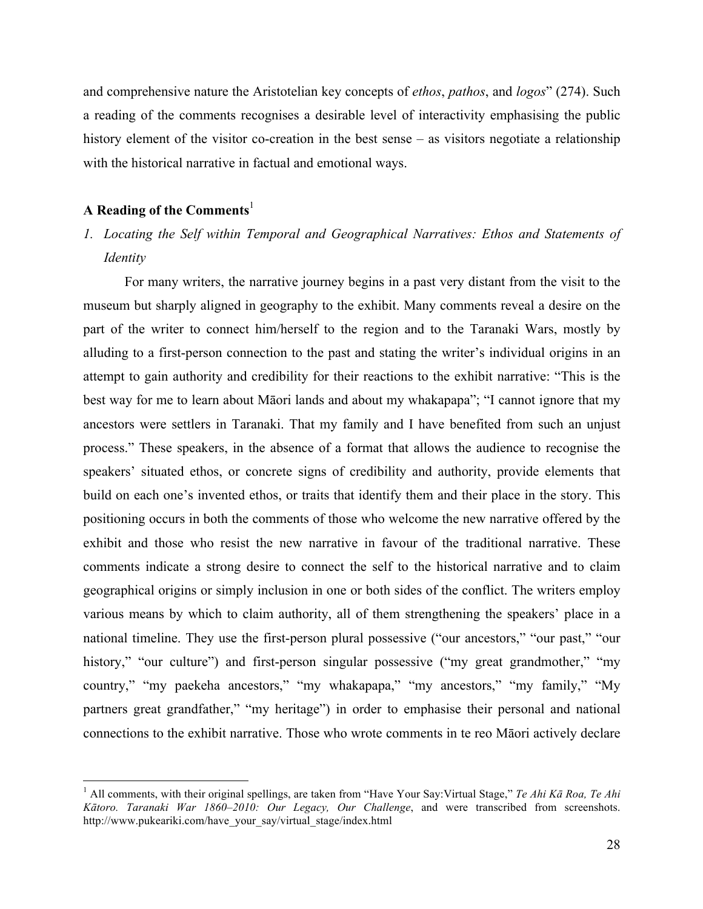and comprehensive nature the Aristotelian key concepts of *ethos*, *pathos*, and *logos*" (274). Such a reading of the comments recognises a desirable level of interactivity emphasising the public history element of the visitor co-creation in the best sense – as visitors negotiate a relationship with the historical narrative in factual and emotional ways.

## A Reading of the Comments[1]

### *1. Locating the Self within Temporal and Geographical Narratives: Ethos and Statements of Identity*

For many writers, the narrative journey begins in a past very distant from the visit to the museum but sharply aligned in geography to the exhibit. Many comments reveal a desire on the part of the writer to connect him/herself to the region and to the Taranaki Wars, mostly by alluding to a first-person connection to the past and stating the writer's individual origins in an attempt to gain authority and credibility for their reactions to the exhibit narrative: "This is the best way for me to learn about Māori lands and about my whakapapa"; "I cannot ignore that my ancestors were settlers in Taranaki. That my family and I have benefited from such an unjust process." These speakers, in the absence of a format that allows the audience to recognise the speakers' situated ethos, or concrete signs of credibility and authority, provide elements that build on each one's invented ethos, or traits that identify them and their place in the story. This positioning occurs in both the comments of those who welcome the new narrative offered by the exhibit and those who resist the new narrative in favour of the traditional narrative. These comments indicate a strong desire to connect the self to the historical narrative and to claim geographical origins or simply inclusion in one or both sides of the conflict. The writers employ various means by which to claim authority, all of them strengthening the speakers' place in a national timeline. They use the first-person plural possessive ("our ancestors," "our past," "our history," "our culture") and first-person singular possessive ("my great grandmother," "my country," "my paekeha ancestors," "my whakapapa," "my ancestors," "my family," "My partners great grandfather," "my heritage") in order to emphasise their personal and national connections to the exhibit narrative. Those who wrote comments in te reo Māori actively declare

---

[1] All comments, with their original spellings, are taken from "Have Your Say:Virtual Stage," *Te Ahi Kā Roa, Te Ahi Kātoro. Taranaki War 1860–2010: Our Legacy, Our Challenge*, and were transcribed from screenshots. http://www.pukeariki.com/have_your_say/virtual_stage/index.html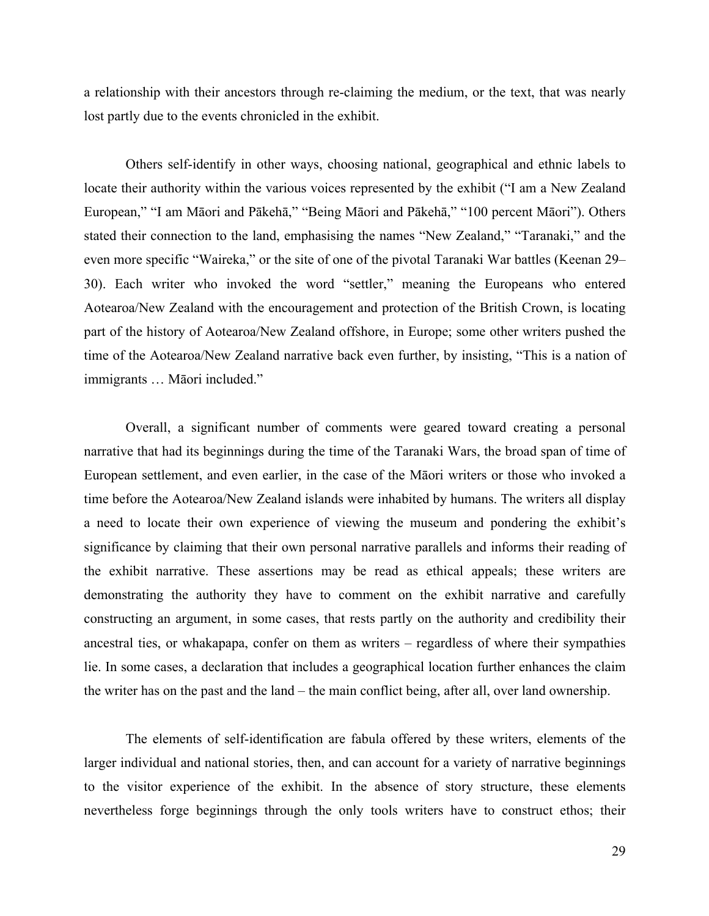a relationship with their ancestors through re-claiming the medium, or the text, that was nearly lost partly due to the events chronicled in the exhibit.

Others self-identify in other ways, choosing national, geographical and ethnic labels to locate their authority within the various voices represented by the exhibit ("I am a New Zealand European," "I am Māori and Pākehā," "Being Māori and Pākehā," "100 percent Māori"). Others stated their connection to the land, emphasising the names "New Zealand," "Taranaki," and the even more specific "Waireka," or the site of one of the pivotal Taranaki War battles (Keenan 29–30). Each writer who invoked the word "settler," meaning the Europeans who entered Aotearoa/New Zealand with the encouragement and protection of the British Crown, is locating part of the history of Aotearoa/New Zealand offshore, in Europe; some other writers pushed the time of the Aotearoa/New Zealand narrative back even further, by insisting, "This is a nation of immigrants … Māori included."

Overall, a significant number of comments were geared toward creating a personal narrative that had its beginnings during the time of the Taranaki Wars, the broad span of time of European settlement, and even earlier, in the case of the Māori writers or those who invoked a time before the Aotearoa/New Zealand islands were inhabited by humans. The writers all display a need to locate their own experience of viewing the museum and pondering the exhibit's significance by claiming that their own personal narrative parallels and informs their reading of the exhibit narrative. These assertions may be read as ethical appeals; these writers are demonstrating the authority they have to comment on the exhibit narrative and carefully constructing an argument, in some cases, that rests partly on the authority and credibility their ancestral ties, or whakapapa, confer on them as writers – regardless of where their sympathies lie. In some cases, a declaration that includes a geographical location further enhances the claim the writer has on the past and the land – the main conflict being, after all, over land ownership.

The elements of self-identification are fabula offered by these writers, elements of the larger individual and national stories, then, and can account for a variety of narrative beginnings to the visitor experience of the exhibit. In the absence of story structure, these elements nevertheless forge beginnings through the only tools writers have to construct ethos; their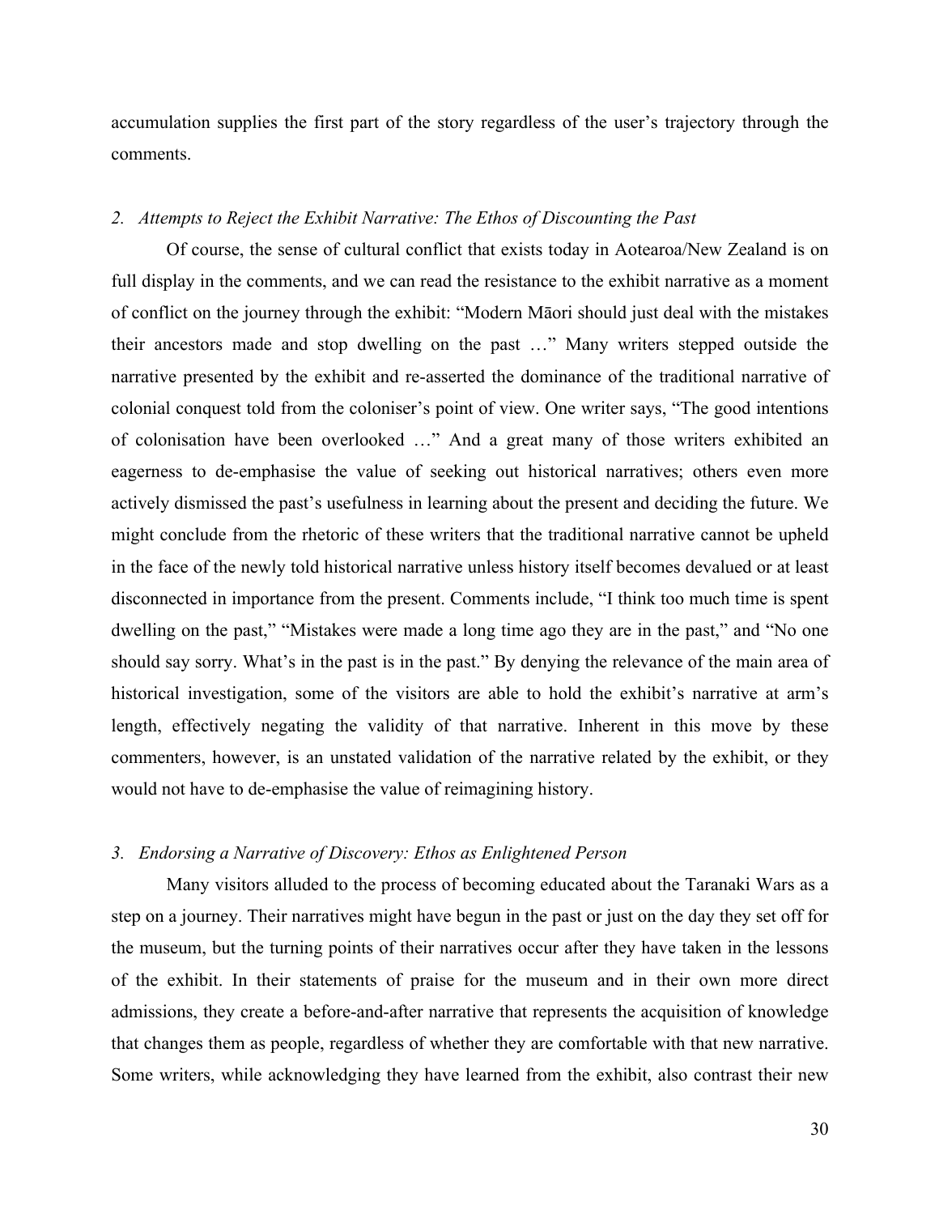accumulation supplies the first part of the story regardless of the user's trajectory through the comments.

### *2. Attempts to Reject the Exhibit Narrative: The Ethos of Discounting the Past*

Of course, the sense of cultural conflict that exists today in Aotearoa/New Zealand is on full display in the comments, and we can read the resistance to the exhibit narrative as a moment of conflict on the journey through the exhibit: "Modern Māori should just deal with the mistakes their ancestors made and stop dwelling on the past …" Many writers stepped outside the narrative presented by the exhibit and re-asserted the dominance of the traditional narrative of colonial conquest told from the coloniser's point of view. One writer says, "The good intentions of colonisation have been overlooked …" And a great many of those writers exhibited an eagerness to de-emphasise the value of seeking out historical narratives; others even more actively dismissed the past's usefulness in learning about the present and deciding the future. We might conclude from the rhetoric of these writers that the traditional narrative cannot be upheld in the face of the newly told historical narrative unless history itself becomes devalued or at least disconnected in importance from the present. Comments include, "I think too much time is spent dwelling on the past," "Mistakes were made a long time ago they are in the past," and "No one should say sorry. What's in the past is in the past." By denying the relevance of the main area of historical investigation, some of the visitors are able to hold the exhibit's narrative at arm's length, effectively negating the validity of that narrative. Inherent in this move by these commenters, however, is an unstated validation of the narrative related by the exhibit, or they would not have to de-emphasise the value of reimagining history.

### *3. Endorsing a Narrative of Discovery: Ethos as Enlightened Person*

Many visitors alluded to the process of becoming educated about the Taranaki Wars as a step on a journey. Their narratives might have begun in the past or just on the day they set off for the museum, but the turning points of their narratives occur after they have taken in the lessons of the exhibit. In their statements of praise for the museum and in their own more direct admissions, they create a before-and-after narrative that represents the acquisition of knowledge that changes them as people, regardless of whether they are comfortable with that new narrative. Some writers, while acknowledging they have learned from the exhibit, also contrast their new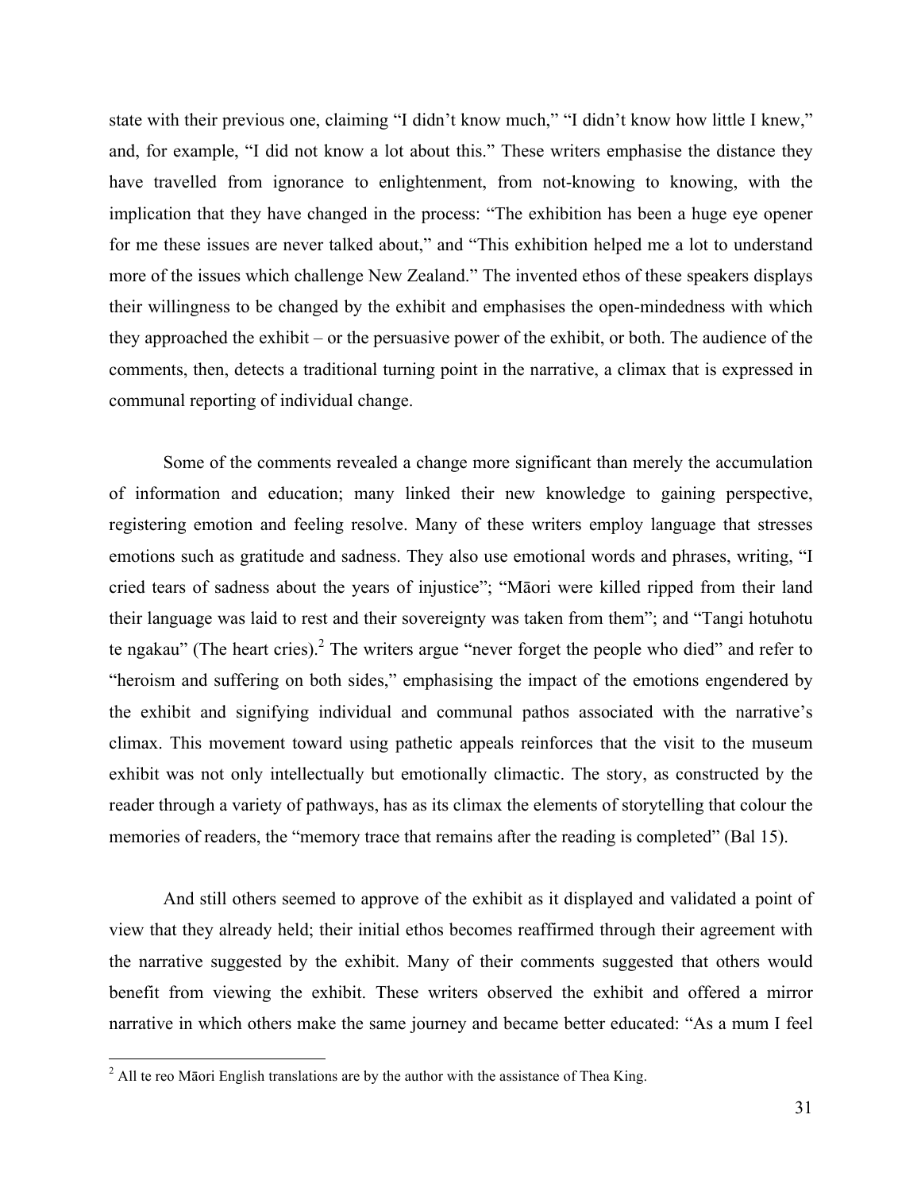state with their previous one, claiming "I didn't know much," "I didn't know how little I knew," and, for example, "I did not know a lot about this." These writers emphasise the distance they have travelled from ignorance to enlightenment, from not-knowing to knowing, with the implication that they have changed in the process: "The exhibition has been a huge eye opener for me these issues are never talked about," and "This exhibition helped me a lot to understand more of the issues which challenge New Zealand." The invented ethos of these speakers displays their willingness to be changed by the exhibit and emphasises the open-mindedness with which they approached the exhibit – or the persuasive power of the exhibit, or both. The audience of the comments, then, detects a traditional turning point in the narrative, a climax that is expressed in communal reporting of individual change.

Some of the comments revealed a change more significant than merely the accumulation of information and education; many linked their new knowledge to gaining perspective, registering emotion and feeling resolve. Many of these writers employ language that stresses emotions such as gratitude and sadness. They also use emotional words and phrases, writing, "I cried tears of sadness about the years of injustice"; "Māori were killed ripped from their land their language was laid to rest and their sovereignty was taken from them"; and "Tangi hotuhotu te ngakau" (The heart cries).[2] The writers argue "never forget the people who died" and refer to "heroism and suffering on both sides," emphasising the impact of the emotions engendered by the exhibit and signifying individual and communal pathos associated with the narrative's climax. This movement toward using pathetic appeals reinforces that the visit to the museum exhibit was not only intellectually but emotionally climactic. The story, as constructed by the reader through a variety of pathways, has as its climax the elements of storytelling that colour the memories of readers, the "memory trace that remains after the reading is completed" (Bal 15).

And still others seemed to approve of the exhibit as it displayed and validated a point of view that they already held; their initial ethos becomes reaffirmed through their agreement with the narrative suggested by the exhibit. Many of their comments suggested that others would benefit from viewing the exhibit. These writers observed the exhibit and offered a mirror narrative in which others make the same journey and became better educated: "As a mum I feel

[2] All te reo Māori English translations are by the author with the assistance of Thea King.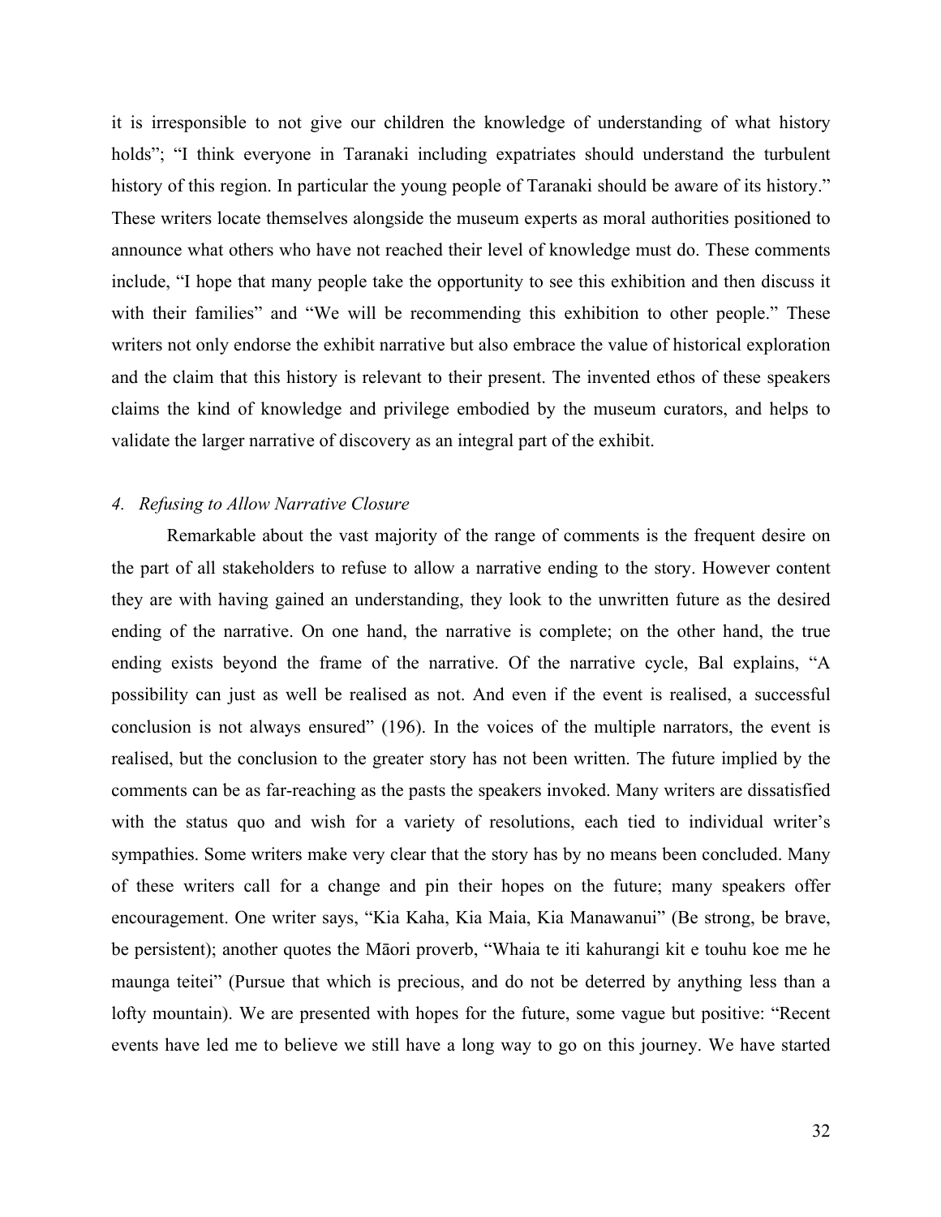it is irresponsible to not give our children the knowledge of understanding of what history holds"; "I think everyone in Taranaki including expatriates should understand the turbulent history of this region. In particular the young people of Taranaki should be aware of its history." These writers locate themselves alongside the museum experts as moral authorities positioned to announce what others who have not reached their level of knowledge must do. These comments include, "I hope that many people take the opportunity to see this exhibition and then discuss it with their families" and "We will be recommending this exhibition to other people." These writers not only endorse the exhibit narrative but also embrace the value of historical exploration and the claim that this history is relevant to their present. The invented ethos of these speakers claims the kind of knowledge and privilege embodied by the museum curators, and helps to validate the larger narrative of discovery as an integral part of the exhibit.

### *4. Refusing to Allow Narrative Closure*

Remarkable about the vast majority of the range of comments is the frequent desire on the part of all stakeholders to refuse to allow a narrative ending to the story. However content they are with having gained an understanding, they look to the unwritten future as the desired ending of the narrative. On one hand, the narrative is complete; on the other hand, the true ending exists beyond the frame of the narrative. Of the narrative cycle, Bal explains, "A possibility can just as well be realised as not. And even if the event is realised, a successful conclusion is not always ensured" (196). In the voices of the multiple narrators, the event is realised, but the conclusion to the greater story has not been written. The future implied by the comments can be as far-reaching as the pasts the speakers invoked. Many writers are dissatisfied with the status quo and wish for a variety of resolutions, each tied to individual writer's sympathies. Some writers make very clear that the story has by no means been concluded. Many of these writers call for a change and pin their hopes on the future; many speakers offer encouragement. One writer says, "Kia Kaha, Kia Maia, Kia Manawanui" (Be strong, be brave, be persistent); another quotes the Māori proverb, "Whaia te iti kahurangi kit e touhu koe me he maunga teitei" (Pursue that which is precious, and do not be deterred by anything less than a lofty mountain). We are presented with hopes for the future, some vague but positive: "Recent events have led me to believe we still have a long way to go on this journey. We have started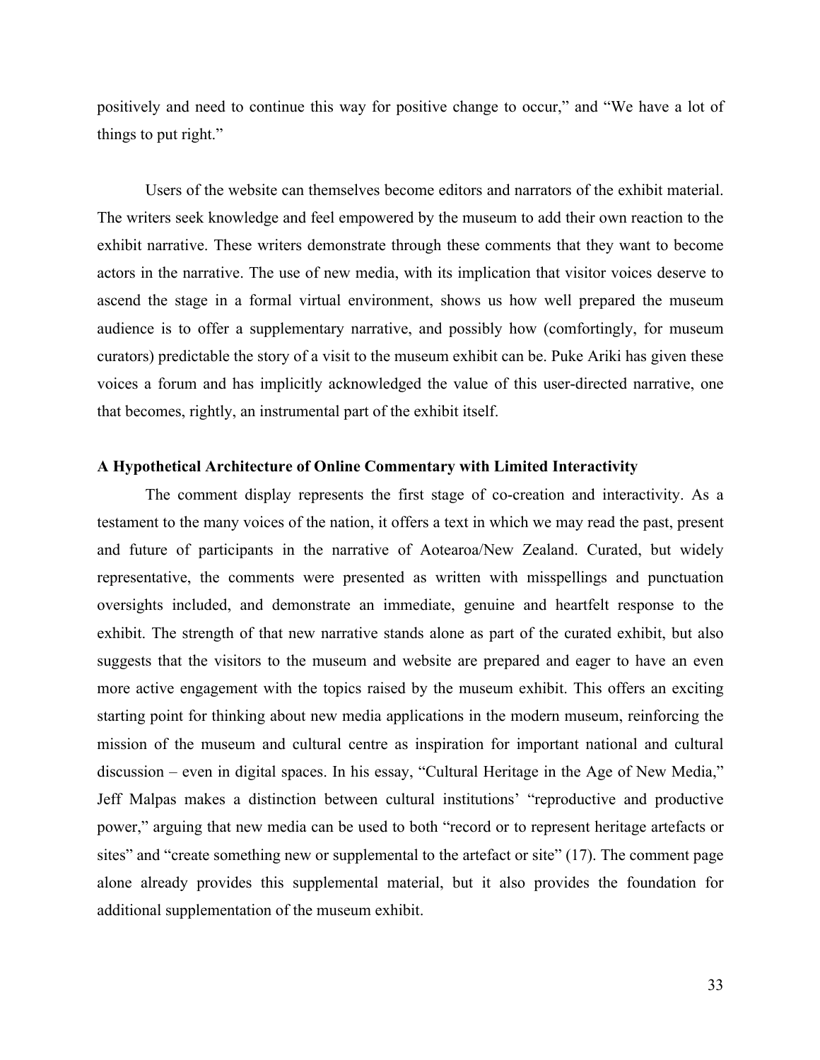positively and need to continue this way for positive change to occur," and "We have a lot of things to put right."

Users of the website can themselves become editors and narrators of the exhibit material. The writers seek knowledge and feel empowered by the museum to add their own reaction to the exhibit narrative. These writers demonstrate through these comments that they want to become actors in the narrative. The use of new media, with its implication that visitor voices deserve to ascend the stage in a formal virtual environment, shows us how well prepared the museum audience is to offer a supplementary narrative, and possibly how (comfortingly, for museum curators) predictable the story of a visit to the museum exhibit can be. Puke Ariki has given these voices a forum and has implicitly acknowledged the value of this user-directed narrative, one that becomes, rightly, an instrumental part of the exhibit itself.

**A Hypothetical Architecture of Online Commentary with Limited Interactivity**

The comment display represents the first stage of co-creation and interactivity. As a testament to the many voices of the nation, it offers a text in which we may read the past, present and future of participants in the narrative of Aotearoa/New Zealand. Curated, but widely representative, the comments were presented as written with misspellings and punctuation oversights included, and demonstrate an immediate, genuine and heartfelt response to the exhibit. The strength of that new narrative stands alone as part of the curated exhibit, but also suggests that the visitors to the museum and website are prepared and eager to have an even more active engagement with the topics raised by the museum exhibit. This offers an exciting starting point for thinking about new media applications in the modern museum, reinforcing the mission of the museum and cultural centre as inspiration for important national and cultural discussion – even in digital spaces. In his essay, "Cultural Heritage in the Age of New Media," Jeff Malpas makes a distinction between cultural institutions' "reproductive and productive power," arguing that new media can be used to both "record or to represent heritage artefacts or sites" and "create something new or supplemental to the artefact or site" (17). The comment page alone already provides this supplemental material, but it also provides the foundation for additional supplementation of the museum exhibit.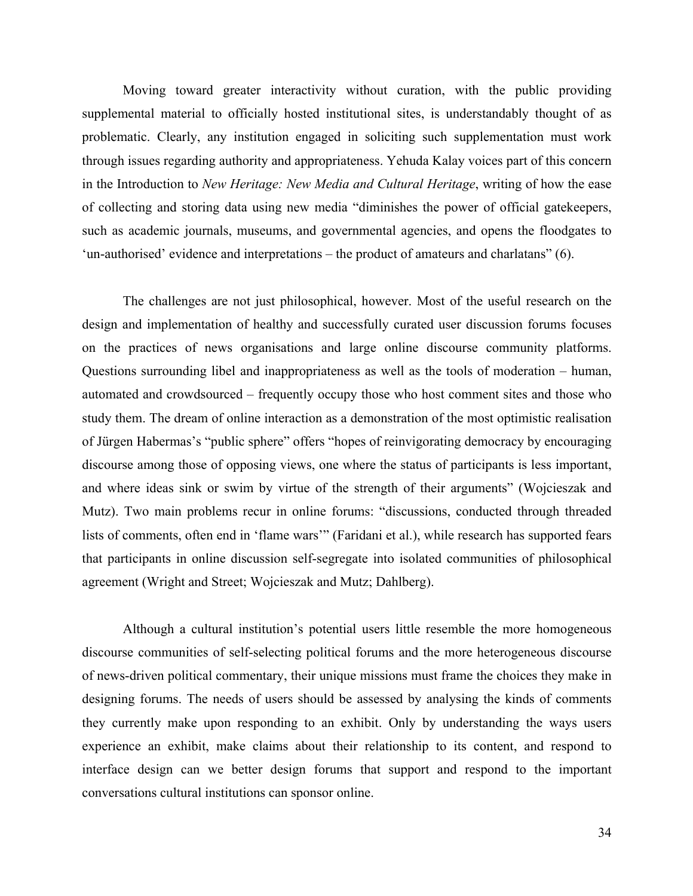Moving toward greater interactivity without curation, with the public providing supplemental material to officially hosted institutional sites, is understandably thought of as problematic. Clearly, any institution engaged in soliciting such supplementation must work through issues regarding authority and appropriateness. Yehuda Kalay voices part of this concern in the Introduction to *New Heritage: New Media and Cultural Heritage*, writing of how the ease of collecting and storing data using new media "diminishes the power of official gatekeepers, such as academic journals, museums, and governmental agencies, and opens the floodgates to 'un-authorised' evidence and interpretations – the product of amateurs and charlatans" (6).

The challenges are not just philosophical, however. Most of the useful research on the design and implementation of healthy and successfully curated user discussion forums focuses on the practices of news organisations and large online discourse community platforms. Questions surrounding libel and inappropriateness as well as the tools of moderation – human, automated and crowdsourced – frequently occupy those who host comment sites and those who study them. The dream of online interaction as a demonstration of the most optimistic realisation of Jürgen Habermas's "public sphere" offers "hopes of reinvigorating democracy by encouraging discourse among those of opposing views, one where the status of participants is less important, and where ideas sink or swim by virtue of the strength of their arguments" (Wojcieszak and Mutz). Two main problems recur in online forums: "discussions, conducted through threaded lists of comments, often end in 'flame wars'" (Faridani et al.), while research has supported fears that participants in online discussion self-segregate into isolated communities of philosophical agreement (Wright and Street; Wojcieszak and Mutz; Dahlberg).

Although a cultural institution's potential users little resemble the more homogeneous discourse communities of self-selecting political forums and the more heterogeneous discourse of news-driven political commentary, their unique missions must frame the choices they make in designing forums. The needs of users should be assessed by analysing the kinds of comments they currently make upon responding to an exhibit. Only by understanding the ways users experience an exhibit, make claims about their relationship to its content, and respond to interface design can we better design forums that support and respond to the important conversations cultural institutions can sponsor online.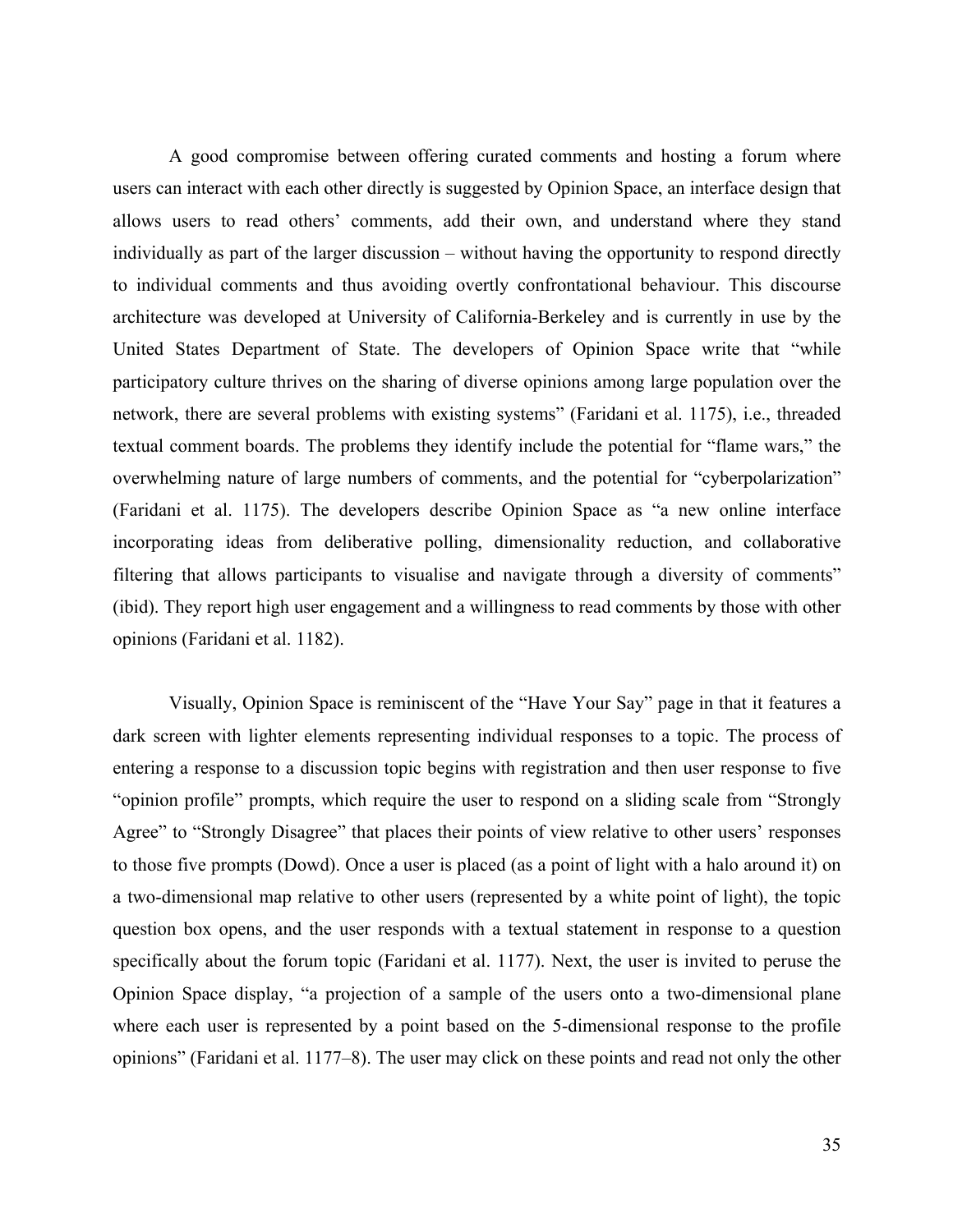A good compromise between offering curated comments and hosting a forum where users can interact with each other directly is suggested by Opinion Space, an interface design that allows users to read others' comments, add their own, and understand where they stand individually as part of the larger discussion – without having the opportunity to respond directly to individual comments and thus avoiding overtly confrontational behaviour. This discourse architecture was developed at University of California-Berkeley and is currently in use by the United States Department of State. The developers of Opinion Space write that "while participatory culture thrives on the sharing of diverse opinions among large population over the network, there are several problems with existing systems" (Faridani et al. 1175), i.e., threaded textual comment boards. The problems they identify include the potential for "flame wars," the overwhelming nature of large numbers of comments, and the potential for "cyberpolarization" (Faridani et al. 1175). The developers describe Opinion Space as "a new online interface incorporating ideas from deliberative polling, dimensionality reduction, and collaborative filtering that allows participants to visualise and navigate through a diversity of comments" (ibid). They report high user engagement and a willingness to read comments by those with other opinions (Faridani et al. 1182).

Visually, Opinion Space is reminiscent of the "Have Your Say" page in that it features a dark screen with lighter elements representing individual responses to a topic. The process of entering a response to a discussion topic begins with registration and then user response to five "opinion profile" prompts, which require the user to respond on a sliding scale from "Strongly Agree" to "Strongly Disagree" that places their points of view relative to other users' responses to those five prompts (Dowd). Once a user is placed (as a point of light with a halo around it) on a two-dimensional map relative to other users (represented by a white point of light), the topic question box opens, and the user responds with a textual statement in response to a question specifically about the forum topic (Faridani et al. 1177). Next, the user is invited to peruse the Opinion Space display, "a projection of a sample of the users onto a two-dimensional plane where each user is represented by a point based on the 5-dimensional response to the profile opinions" (Faridani et al. 1177–8). The user may click on these points and read not only the other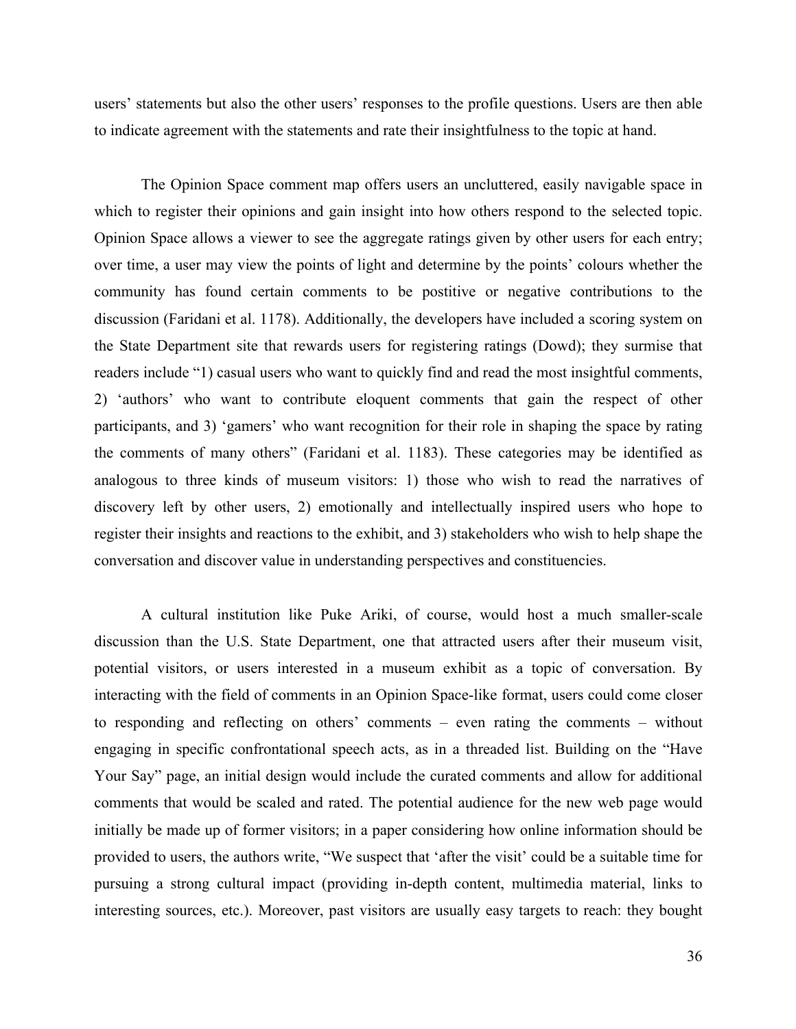users' statements but also the other users' responses to the profile questions. Users are then able to indicate agreement with the statements and rate their insightfulness to the topic at hand.

The Opinion Space comment map offers users an uncluttered, easily navigable space in which to register their opinions and gain insight into how others respond to the selected topic. Opinion Space allows a viewer to see the aggregate ratings given by other users for each entry; over time, a user may view the points of light and determine by the points' colours whether the community has found certain comments to be postitive or negative contributions to the discussion (Faridani et al. 1178). Additionally, the developers have included a scoring system on the State Department site that rewards users for registering ratings (Dowd); they surmise that readers include "1) casual users who want to quickly find and read the most insightful comments, 2) 'authors' who want to contribute eloquent comments that gain the respect of other participants, and 3) 'gamers' who want recognition for their role in shaping the space by rating the comments of many others" (Faridani et al. 1183). These categories may be identified as analogous to three kinds of museum visitors: 1) those who wish to read the narratives of discovery left by other users, 2) emotionally and intellectually inspired users who hope to register their insights and reactions to the exhibit, and 3) stakeholders who wish to help shape the conversation and discover value in understanding perspectives and constituencies.

A cultural institution like Puke Ariki, of course, would host a much smaller-scale discussion than the U.S. State Department, one that attracted users after their museum visit, potential visitors, or users interested in a museum exhibit as a topic of conversation. By interacting with the field of comments in an Opinion Space-like format, users could come closer to responding and reflecting on others' comments – even rating the comments – without engaging in specific confrontational speech acts, as in a threaded list. Building on the "Have Your Say" page, an initial design would include the curated comments and allow for additional comments that would be scaled and rated. The potential audience for the new web page would initially be made up of former visitors; in a paper considering how online information should be provided to users, the authors write, "We suspect that 'after the visit' could be a suitable time for pursuing a strong cultural impact (providing in-depth content, multimedia material, links to interesting sources, etc.). Moreover, past visitors are usually easy targets to reach: they bought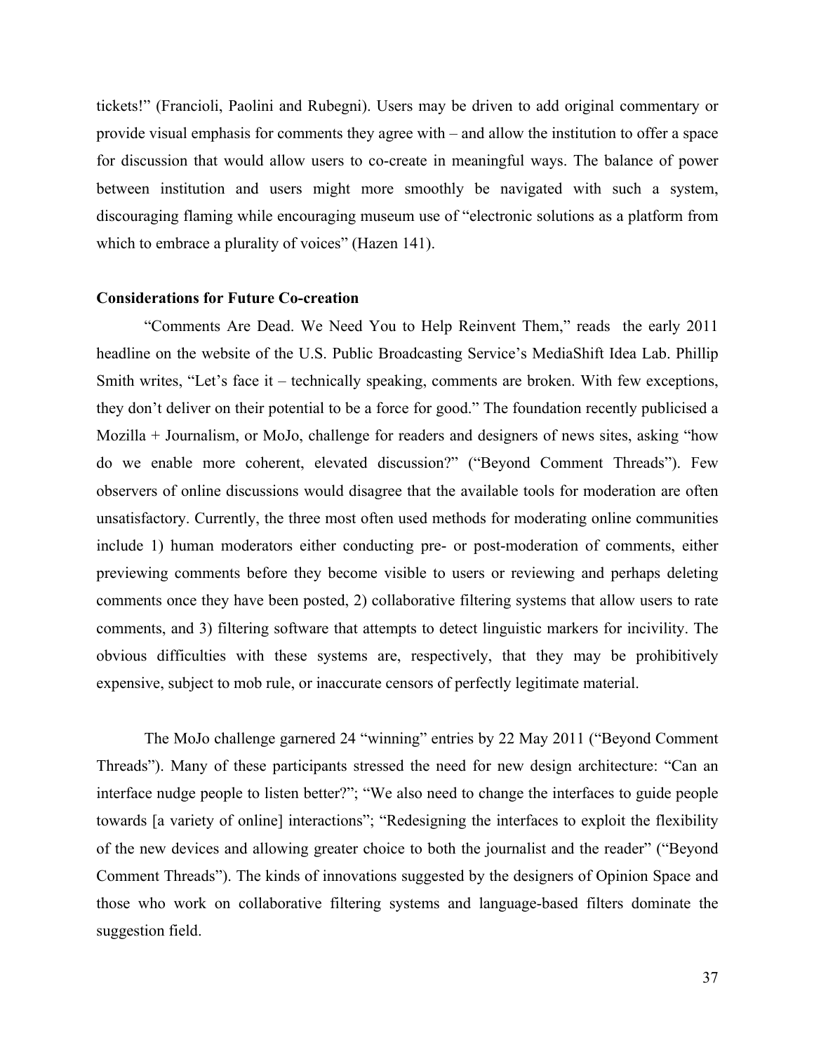tickets!" (Francioli, Paolini and Rubegni). Users may be driven to add original commentary or provide visual emphasis for comments they agree with – and allow the institution to offer a space for discussion that would allow users to co-create in meaningful ways. The balance of power between institution and users might more smoothly be navigated with such a system, discouraging flaming while encouraging museum use of "electronic solutions as a platform from which to embrace a plurality of voices" (Hazen 141).

**Considerations for Future Co-creation**

"Comments Are Dead. We Need You to Help Reinvent Them," reads the early 2011 headline on the website of the U.S. Public Broadcasting Service's MediaShift Idea Lab. Phillip Smith writes, "Let's face it – technically speaking, comments are broken. With few exceptions, they don't deliver on their potential to be a force for good." The foundation recently publicised a Mozilla + Journalism, or MoJo, challenge for readers and designers of news sites, asking "how do we enable more coherent, elevated discussion?" ("Beyond Comment Threads"). Few observers of online discussions would disagree that the available tools for moderation are often unsatisfactory. Currently, the three most often used methods for moderating online communities include 1) human moderators either conducting pre- or post-moderation of comments, either previewing comments before they become visible to users or reviewing and perhaps deleting comments once they have been posted, 2) collaborative filtering systems that allow users to rate comments, and 3) filtering software that attempts to detect linguistic markers for incivility. The obvious difficulties with these systems are, respectively, that they may be prohibitively expensive, subject to mob rule, or inaccurate censors of perfectly legitimate material.

The MoJo challenge garnered 24 "winning" entries by 22 May 2011 ("Beyond Comment Threads"). Many of these participants stressed the need for new design architecture: "Can an interface nudge people to listen better?"; "We also need to change the interfaces to guide people towards [a variety of online] interactions"; "Redesigning the interfaces to exploit the flexibility of the new devices and allowing greater choice to both the journalist and the reader" ("Beyond Comment Threads"). The kinds of innovations suggested by the designers of Opinion Space and those who work on collaborative filtering systems and language-based filters dominate the suggestion field.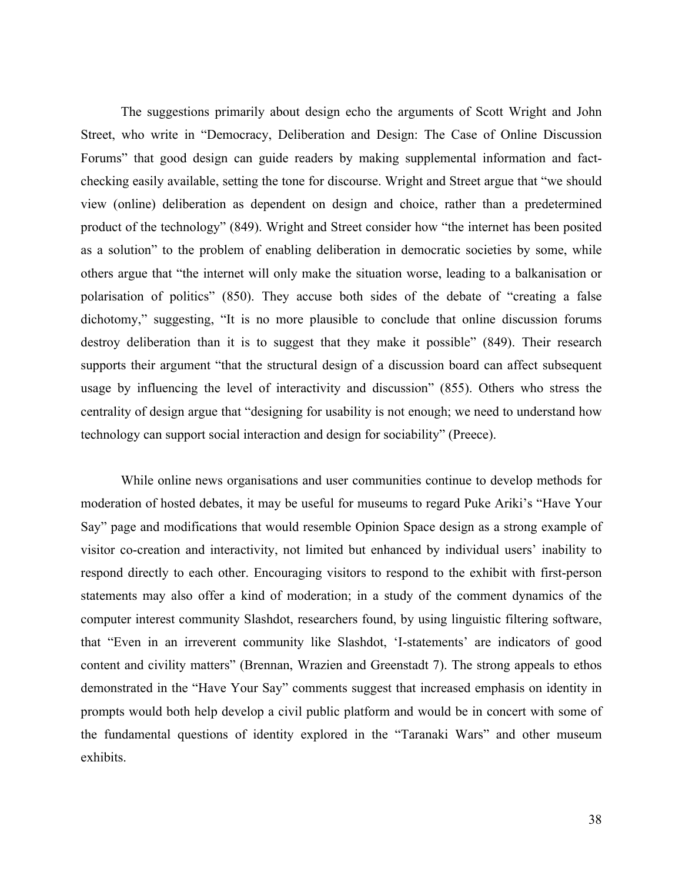The suggestions primarily about design echo the arguments of Scott Wright and John Street, who write in "Democracy, Deliberation and Design: The Case of Online Discussion Forums" that good design can guide readers by making supplemental information and fact-checking easily available, setting the tone for discourse. Wright and Street argue that "we should view (online) deliberation as dependent on design and choice, rather than a predetermined product of the technology" (849). Wright and Street consider how "the internet has been posited as a solution" to the problem of enabling deliberation in democratic societies by some, while others argue that "the internet will only make the situation worse, leading to a balkanisation or polarisation of politics" (850). They accuse both sides of the debate of "creating a false dichotomy," suggesting, "It is no more plausible to conclude that online discussion forums destroy deliberation than it is to suggest that they make it possible" (849). Their research supports their argument "that the structural design of a discussion board can affect subsequent usage by influencing the level of interactivity and discussion" (855). Others who stress the centrality of design argue that "designing for usability is not enough; we need to understand how technology can support social interaction and design for sociability" (Preece).

While online news organisations and user communities continue to develop methods for moderation of hosted debates, it may be useful for museums to regard Puke Ariki's "Have Your Say" page and modifications that would resemble Opinion Space design as a strong example of visitor co-creation and interactivity, not limited but enhanced by individual users' inability to respond directly to each other. Encouraging visitors to respond to the exhibit with first-person statements may also offer a kind of moderation; in a study of the comment dynamics of the computer interest community Slashdot, researchers found, by using linguistic filtering software, that "Even in an irreverent community like Slashdot, 'I-statements' are indicators of good content and civility matters" (Brennan, Wrazien and Greenstadt 7). The strong appeals to ethos demonstrated in the "Have Your Say" comments suggest that increased emphasis on identity in prompts would both help develop a civil public platform and would be in concert with some of the fundamental questions of identity explored in the "Taranaki Wars" and other museum exhibits.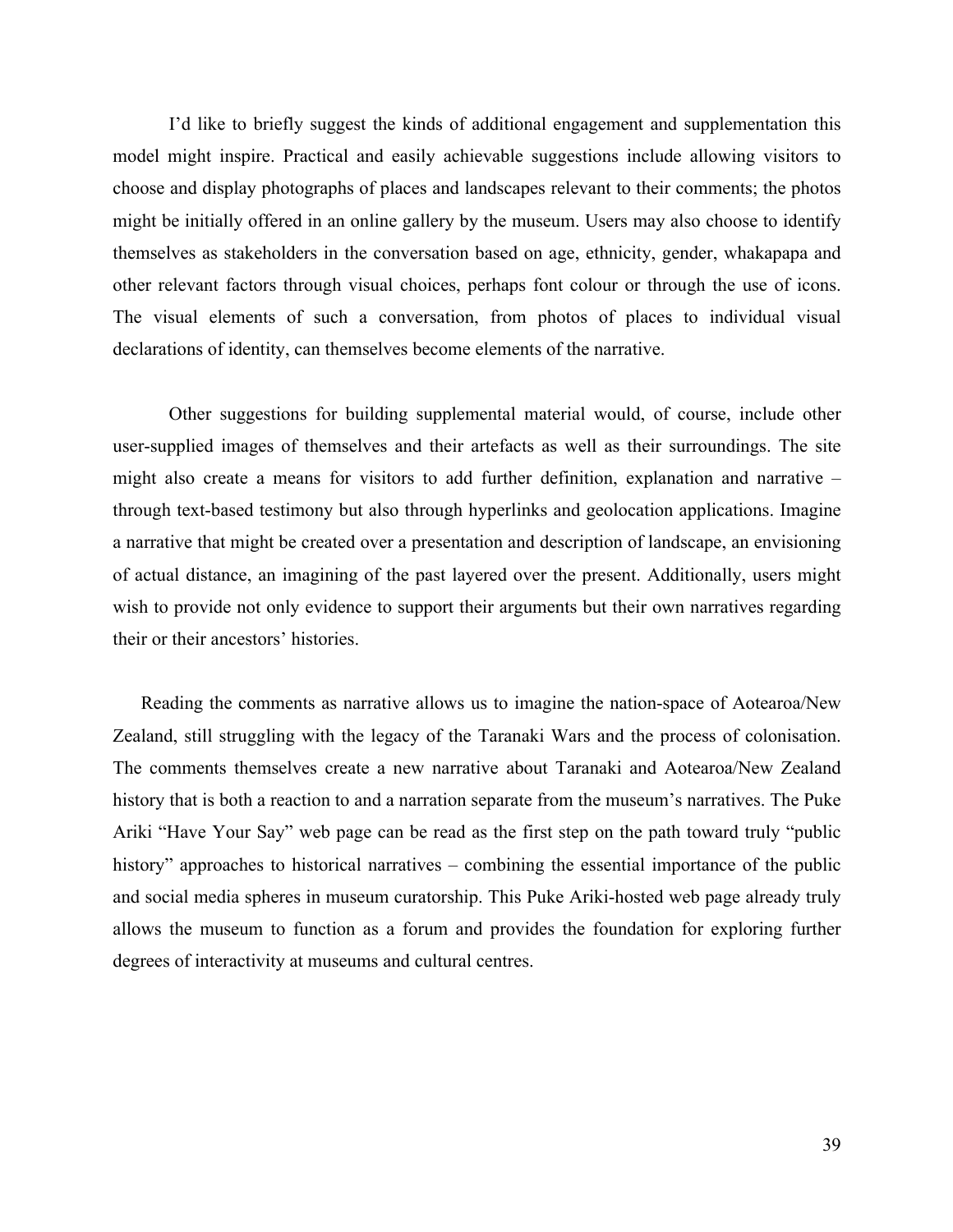I'd like to briefly suggest the kinds of additional engagement and supplementation this model might inspire. Practical and easily achievable suggestions include allowing visitors to choose and display photographs of places and landscapes relevant to their comments; the photos might be initially offered in an online gallery by the museum. Users may also choose to identify themselves as stakeholders in the conversation based on age, ethnicity, gender, whakapapa and other relevant factors through visual choices, perhaps font colour or through the use of icons. The visual elements of such a conversation, from photos of places to individual visual declarations of identity, can themselves become elements of the narrative.

Other suggestions for building supplemental material would, of course, include other user-supplied images of themselves and their artefacts as well as their surroundings. The site might also create a means for visitors to add further definition, explanation and narrative – through text-based testimony but also through hyperlinks and geolocation applications. Imagine a narrative that might be created over a presentation and description of landscape, an envisioning of actual distance, an imagining of the past layered over the present. Additionally, users might wish to provide not only evidence to support their arguments but their own narratives regarding their or their ancestors' histories.

Reading the comments as narrative allows us to imagine the nation-space of Aotearoa/New Zealand, still struggling with the legacy of the Taranaki Wars and the process of colonisation. The comments themselves create a new narrative about Taranaki and Aotearoa/New Zealand history that is both a reaction to and a narration separate from the museum's narratives. The Puke Ariki "Have Your Say" web page can be read as the first step on the path toward truly "public history" approaches to historical narratives – combining the essential importance of the public and social media spheres in museum curatorship. This Puke Ariki-hosted web page already truly allows the museum to function as a forum and provides the foundation for exploring further degrees of interactivity at museums and cultural centres.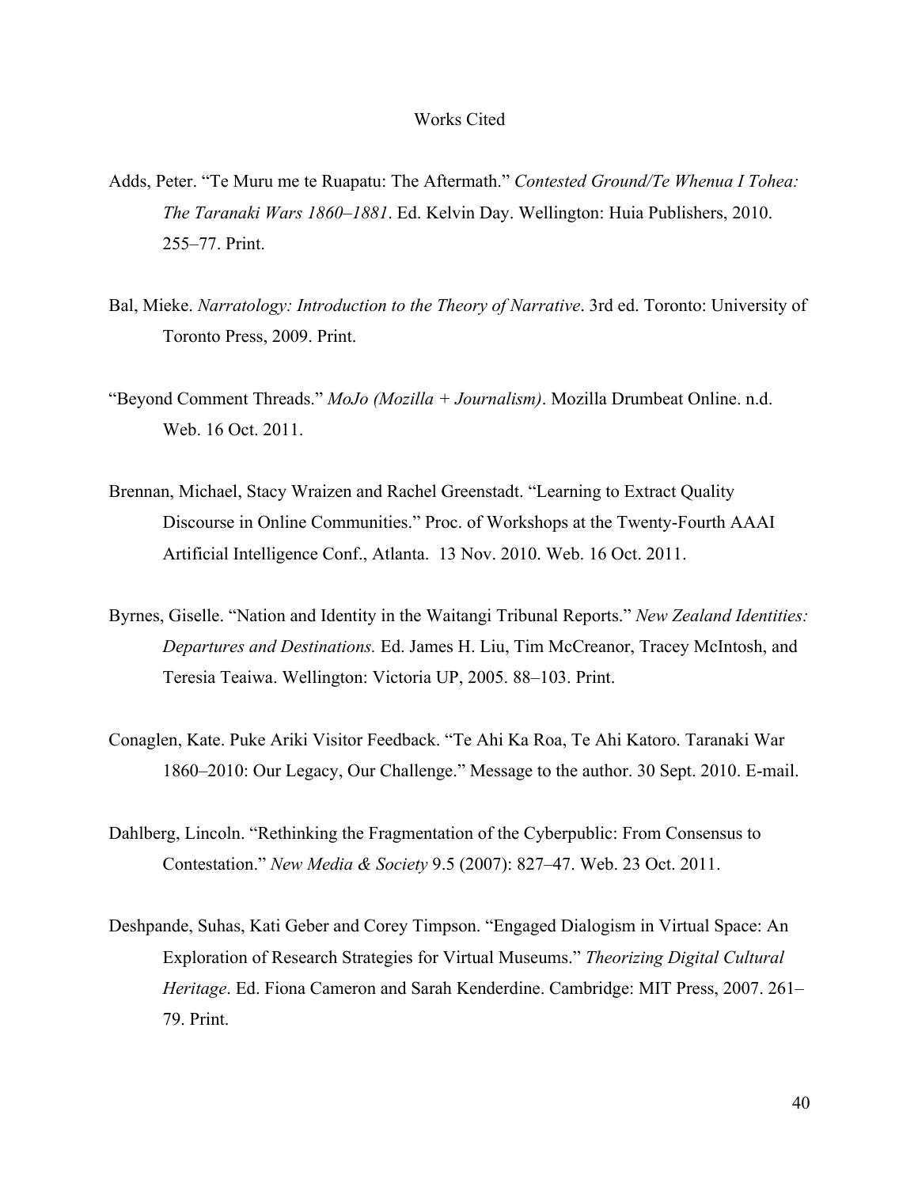# Works Cited

Adds, Peter. "Te Muru me te Ruapatu: The Aftermath." *Contested Ground/Te Whenua I Tohea: The Taranaki Wars 1860–1881*. Ed. Kelvin Day. Wellington: Huia Publishers, 2010. 255–77. Print.

Bal, Mieke. *Narratology: Introduction to the Theory of Narrative*. 3rd ed. Toronto: University of Toronto Press, 2009. Print.

"Beyond Comment Threads." *MoJo (Mozilla + Journalism)*. Mozilla Drumbeat Online. n.d. Web. 16 Oct. 2011.

Brennan, Michael, Stacy Wraizen and Rachel Greenstadt. "Learning to Extract Quality Discourse in Online Communities." Proc. of Workshops at the Twenty-Fourth AAAI Artificial Intelligence Conf., Atlanta. 13 Nov. 2010. Web. 16 Oct. 2011.

Byrnes, Giselle. "Nation and Identity in the Waitangi Tribunal Reports." *New Zealand Identities: Departures and Destinations.* Ed. James H. Liu, Tim McCreanor, Tracey McIntosh, and Teresia Teaiwa. Wellington: Victoria UP, 2005. 88–103. Print.

Conaglen, Kate. Puke Ariki Visitor Feedback. "Te Ahi Ka Roa, Te Ahi Katoro. Taranaki War 1860–2010: Our Legacy, Our Challenge." Message to the author. 30 Sept. 2010. E-mail.

Dahlberg, Lincoln. "Rethinking the Fragmentation of the Cyberpublic: From Consensus to Contestation." *New Media & Society* 9.5 (2007): 827–47. Web. 23 Oct. 2011.

Deshpande, Suhas, Kati Geber and Corey Timpson. "Engaged Dialogism in Virtual Space: An Exploration of Research Strategies for Virtual Museums." *Theorizing Digital Cultural Heritage*. Ed. Fiona Cameron and Sarah Kenderdine. Cambridge: MIT Press, 2007. 261–79. Print.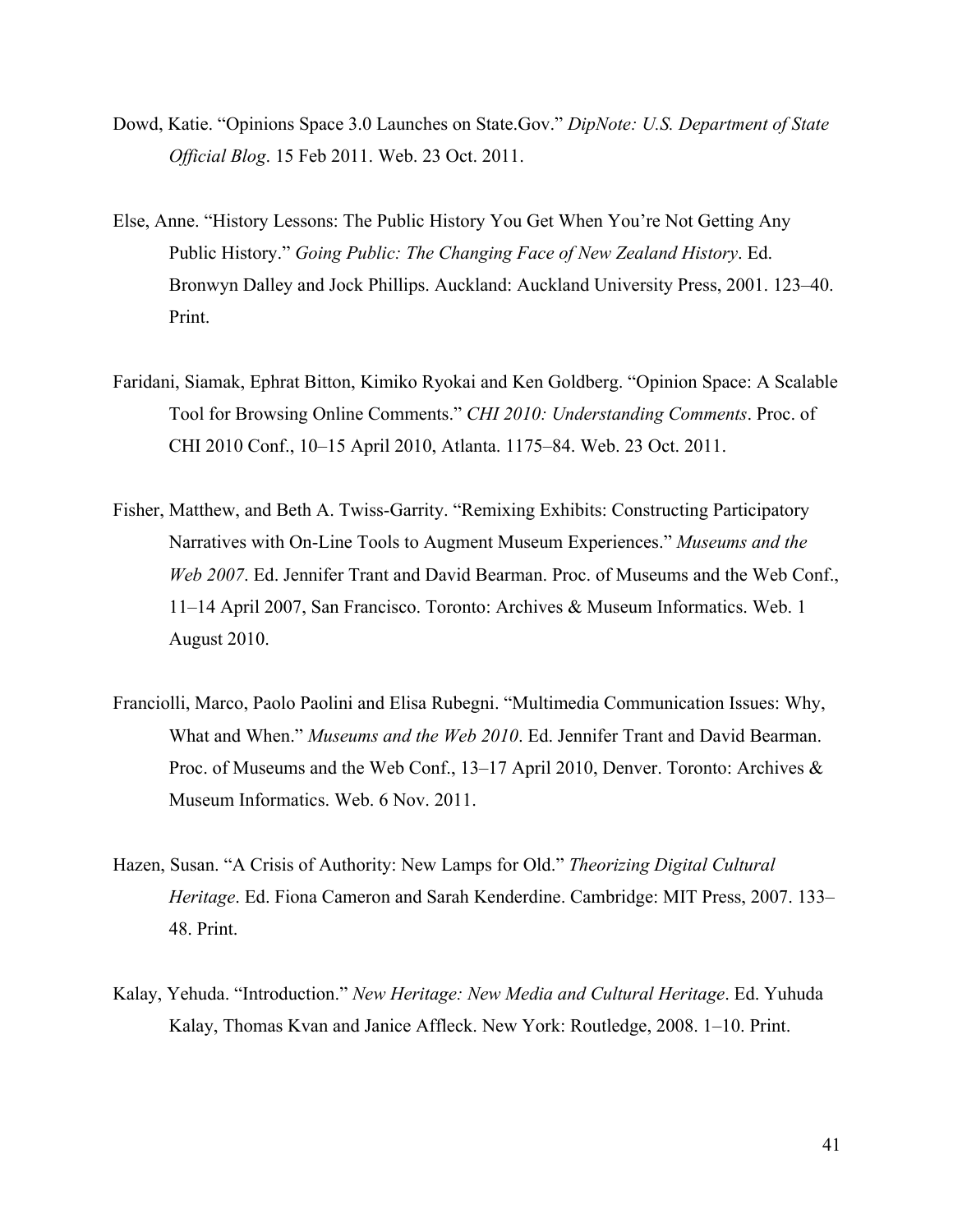Dowd, Katie. “Opinions Space 3.0 Launches on State.Gov.” *DipNote: U.S. Department of State Official Blog*. 15 Feb 2011. Web. 23 Oct. 2011.

Else, Anne. “History Lessons: The Public History You Get When You’re Not Getting Any Public History.” *Going Public: The Changing Face of New Zealand History*. Ed. Bronwyn Dalley and Jock Phillips. Auckland: Auckland University Press, 2001. 123–40. Print.

Faridani, Siamak, Ephrat Bitton, Kimiko Ryokai and Ken Goldberg. “Opinion Space: A Scalable Tool for Browsing Online Comments.” *CHI 2010: Understanding Comments*. Proc. of CHI 2010 Conf., 10–15 April 2010, Atlanta. 1175–84. Web. 23 Oct. 2011.

Fisher, Matthew, and Beth A. Twiss-Garrity. “Remixing Exhibits: Constructing Participatory Narratives with On-Line Tools to Augment Museum Experiences.” *Museums and the Web 2007*. Ed. Jennifer Trant and David Bearman. Proc. of Museums and the Web Conf., 11–14 April 2007, San Francisco. Toronto: Archives & Museum Informatics. Web. 1 August 2010.

Franciolli, Marco, Paolo Paolini and Elisa Rubegni. “Multimedia Communication Issues: Why, What and When.” *Museums and the Web 2010*. Ed. Jennifer Trant and David Bearman. Proc. of Museums and the Web Conf., 13–17 April 2010, Denver. Toronto: Archives & Museum Informatics. Web. 6 Nov. 2011.

Hazen, Susan. “A Crisis of Authority: New Lamps for Old.” *Theorizing Digital Cultural Heritage*. Ed. Fiona Cameron and Sarah Kenderdine. Cambridge: MIT Press, 2007. 133–48. Print.

Kalay, Yehuda. “Introduction.” *New Heritage: New Media and Cultural Heritage*. Ed. Yuhuda Kalay, Thomas Kvan and Janice Affleck. New York: Routledge, 2008. 1–10. Print.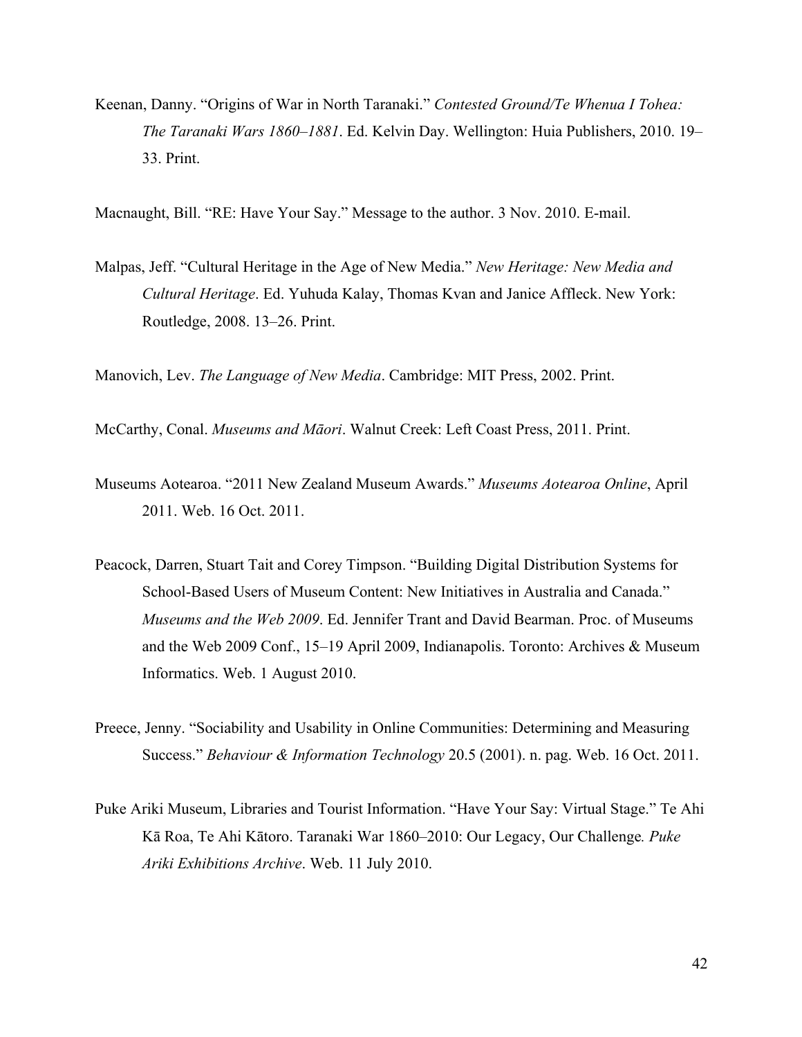Keenan, Danny. "Origins of War in North Taranaki." *Contested Ground/Te Whenua I Tohea: The Taranaki Wars 1860–1881*. Ed. Kelvin Day. Wellington: Huia Publishers, 2010. 19–33. Print.

Macnaught, Bill. "RE: Have Your Say." Message to the author. 3 Nov. 2010. E-mail.

Malpas, Jeff. "Cultural Heritage in the Age of New Media." *New Heritage: New Media and Cultural Heritage*. Ed. Yuhuda Kalay, Thomas Kvan and Janice Affleck. New York: Routledge, 2008. 13–26. Print.

Manovich, Lev. *The Language of New Media*. Cambridge: MIT Press, 2002. Print.

McCarthy, Conal. *Museums and Māori*. Walnut Creek: Left Coast Press, 2011. Print.

Museums Aotearoa. "2011 New Zealand Museum Awards." *Museums Aotearoa Online*, April 2011. Web. 16 Oct. 2011.

Peacock, Darren, Stuart Tait and Corey Timpson. "Building Digital Distribution Systems for School-Based Users of Museum Content: New Initiatives in Australia and Canada." *Museums and the Web 2009*. Ed. Jennifer Trant and David Bearman. Proc. of Museums and the Web 2009 Conf., 15–19 April 2009, Indianapolis. Toronto: Archives & Museum Informatics. Web. 1 August 2010.

Preece, Jenny. "Sociability and Usability in Online Communities: Determining and Measuring Success." *Behaviour & Information Technology* 20.5 (2001). n. pag. Web. 16 Oct. 2011.

Puke Ariki Museum, Libraries and Tourist Information. "Have Your Say: Virtual Stage." Te Ahi Kā Roa, Te Ahi Kātoro. Taranaki War 1860–2010: Our Legacy, Our Challenge*. Puke Ariki Exhibitions Archive*. Web. 11 July 2010.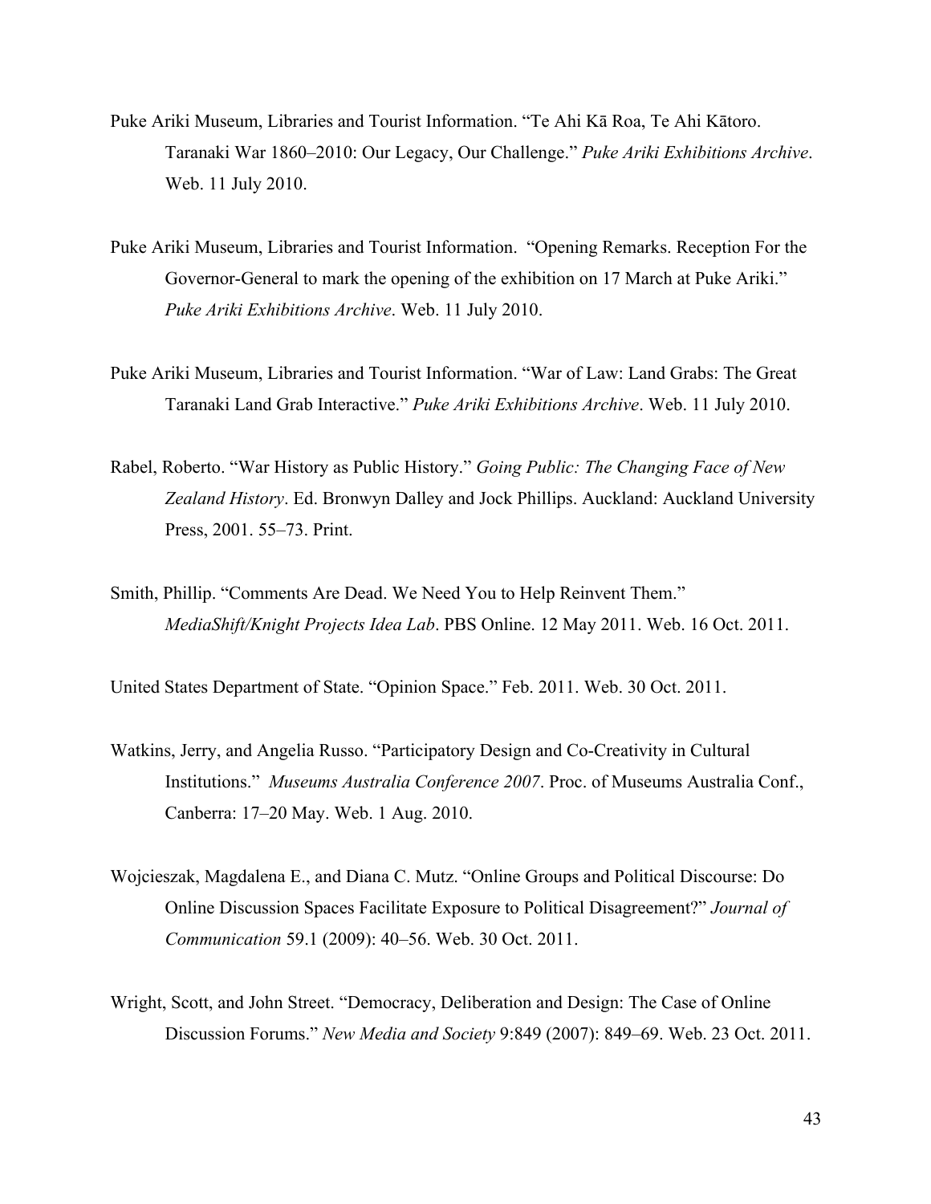Puke Ariki Museum, Libraries and Tourist Information. "Te Ahi Kā Roa, Te Ahi Kātoro. Taranaki War 1860–2010: Our Legacy, Our Challenge." *Puke Ariki Exhibitions Archive*. Web. 11 July 2010.

Puke Ariki Museum, Libraries and Tourist Information. "Opening Remarks. Reception For the Governor-General to mark the opening of the exhibition on 17 March at Puke Ariki." *Puke Ariki Exhibitions Archive*. Web. 11 July 2010.

Puke Ariki Museum, Libraries and Tourist Information. "War of Law: Land Grabs: The Great Taranaki Land Grab Interactive." *Puke Ariki Exhibitions Archive*. Web. 11 July 2010.

Rabel, Roberto. "War History as Public History." *Going Public: The Changing Face of New Zealand History*. Ed. Bronwyn Dalley and Jock Phillips. Auckland: Auckland University Press, 2001. 55–73. Print.

Smith, Phillip. "Comments Are Dead. We Need You to Help Reinvent Them." *MediaShift/Knight Projects Idea Lab*. PBS Online. 12 May 2011. Web. 16 Oct. 2011.

United States Department of State. "Opinion Space." Feb. 2011. Web. 30 Oct. 2011.

Watkins, Jerry, and Angelia Russo. "Participatory Design and Co-Creativity in Cultural Institutions." *Museums Australia Conference 2007*. Proc. of Museums Australia Conf., Canberra: 17–20 May. Web. 1 Aug. 2010.

Wojcieszak, Magdalena E., and Diana C. Mutz. "Online Groups and Political Discourse: Do Online Discussion Spaces Facilitate Exposure to Political Disagreement?" *Journal of Communication* 59.1 (2009): 40–56. Web. 30 Oct. 2011.

Wright, Scott, and John Street. "Democracy, Deliberation and Design: The Case of Online Discussion Forums." *New Media and Society* 9:849 (2007): 849–69. Web. 23 Oct. 2011.